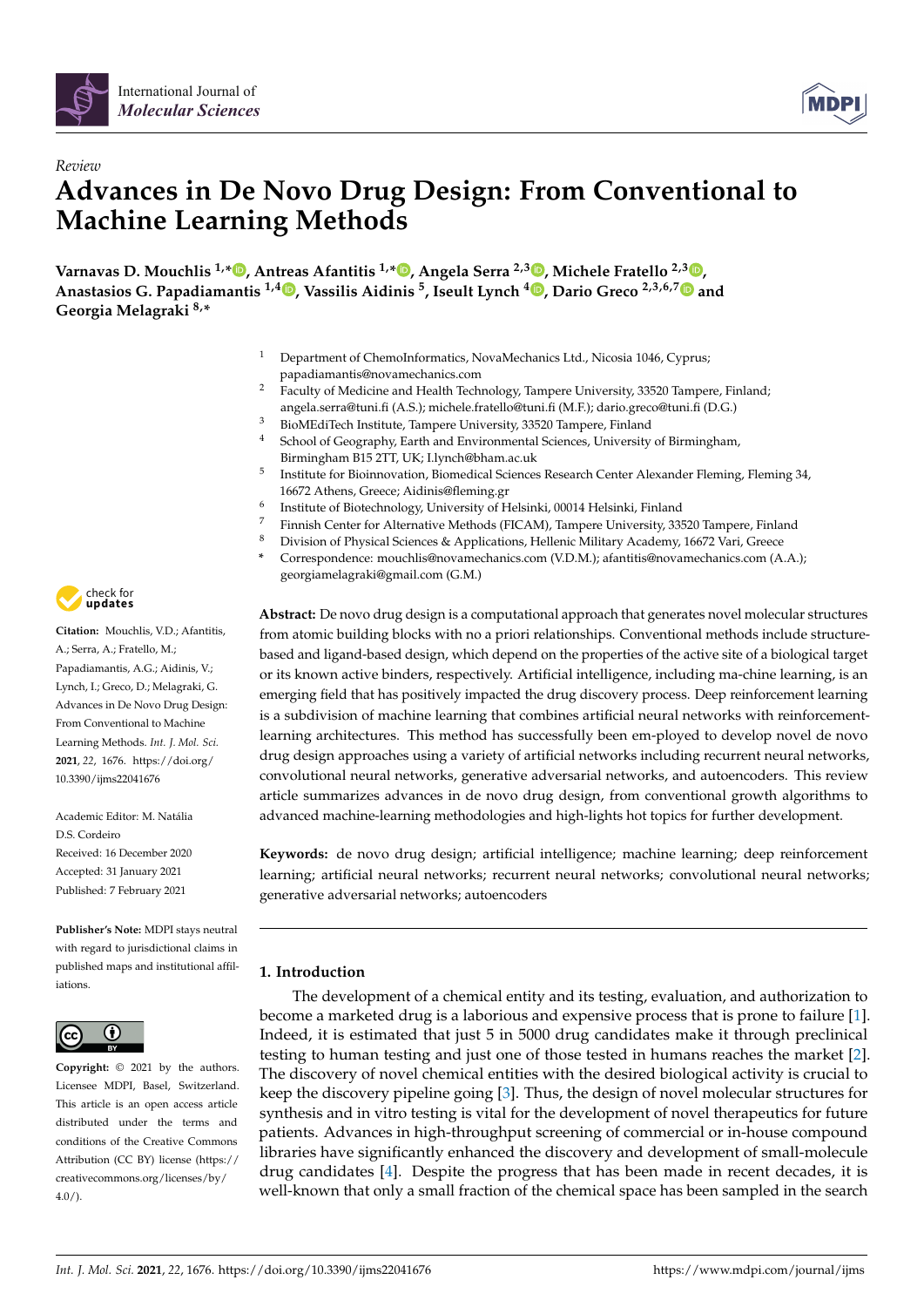*Review*

# Advances in De Novo Drug Design: From Conventional to Machine Learning Methods

**Varnavas D. Mouchlis [1,*], Antreas Afantitis [1,*], Angela Serra [2,3], Michele Fratello [2,3], Anastasios G. Papadiamantis [1,4], Vassilis Aidinis [5], Iseult Lynch [4], Dario Greco [2,3,6,7] and Georgia Melagraki [8,*]**

1. Department of ChemoInformatics, NovaMechanics Ltd., Nicosia 1046, Cyprus; papadiamantis@novamechanics.com
2. Faculty of Medicine and Health Technology, Tampere University, 33520 Tampere, Finland; angela.serra@tuni.fi (A.S.); michele.fratello@tuni.fi (M.F.); dario.greco@tuni.fi (D.G.)
3. BioMEdiTech Institute, Tampere University, 33520 Tampere, Finland
4. School of Geography, Earth and Environmental Sciences, University of Birmingham, Birmingham B15 2TT, UK; I.lynch@bham.ac.uk
5. Institute for Bioinnovation, Biomedical Sciences Research Center Alexander Fleming, Fleming 34, 16672 Athens, Greece; Aidinis@fleming.gr
6. Institute of Biotechnology, University of Helsinki, 00014 Helsinki, Finland
7. Finnish Center for Alternative Methods (FICAM), Tampere University, 33520 Tampere, Finland
8. Division of Physical Sciences & Applications, Hellenic Military Academy, 16672 Vari, Greece

\* Correspondence: mouchlis@novamechanics.com (V.D.M.); afantitis@novamechanics.com (A.A.); georgiamelagraki@gmail.com (G.M.)

**Citation:** Mouchlis, V.D.; Afantitis, A.; Serra, A.; Fratello, M.; Papadiamantis, A.G.; Aidinis, V.; Lynch, I.; Greco, D.; Melagraki, G. Advances in De Novo Drug Design: From Conventional to Machine Learning Methods. *Int. J. Mol. Sci.* **2021**, *22*, 1676. https://doi.org/10.3390/ijms22041676

Academic Editor: M. Natália D.S. Cordeiro

Received: 16 December 2020
Accepted: 31 January 2021
Published: 7 February 2021

**Publisher's Note:** MDPI stays neutral with regard to jurisdictional claims in published maps and institutional affiliations.

**Copyright:** © 2021 by the authors. Licensee MDPI, Basel, Switzerland. This article is an open access article distributed under the terms and conditions of the Creative Commons Attribution (CC BY) license (https://creativecommons.org/licenses/by/4.0/).

**Abstract:** De novo drug design is a computational approach that generates novel molecular structures from atomic building blocks with no a priori relationships. Conventional methods include structure-based and ligand-based design, which depend on the properties of the active site of a biological target or its known active binders, respectively. Artificial intelligence, including ma-chine learning, is an emerging field that has positively impacted the drug discovery process. Deep reinforcement learning is a subdivision of machine learning that combines artificial neural networks with reinforcement-learning architectures. This method has successfully been em-ployed to develop novel de novo drug design approaches using a variety of artificial networks including recurrent neural networks, convolutional neural networks, generative adversarial networks, and autoencoders. This review article summarizes advances in de novo drug design, from conventional growth algorithms to advanced machine-learning methodologies and high-lights hot topics for further development.

**Keywords:** de novo drug design; artificial intelligence; machine learning; deep reinforcement learning; artificial neural networks; recurrent neural networks; convolutional neural networks; generative adversarial networks; autoencoders

## 1. Introduction

The development of a chemical entity and its testing, evaluation, and authorization to become a marketed drug is a laborious and expensive process that is prone to failure [1]. Indeed, it is estimated that just 5 in 5000 drug candidates make it through preclinical testing to human testing and just one of those tested in humans reaches the market [2]. The discovery of novel chemical entities with the desired biological activity is crucial to keep the discovery pipeline going [3]. Thus, the design of novel molecular structures for synthesis and in vitro testing is vital for the development of novel therapeutics for future patients. Advances in high-throughput screening of commercial or in-house compound libraries have significantly enhanced the discovery and development of small-molecule drug candidates [4]. Despite the progress that has been made in recent decades, it is well-known that only a small fraction of the chemical space has been sampled in the search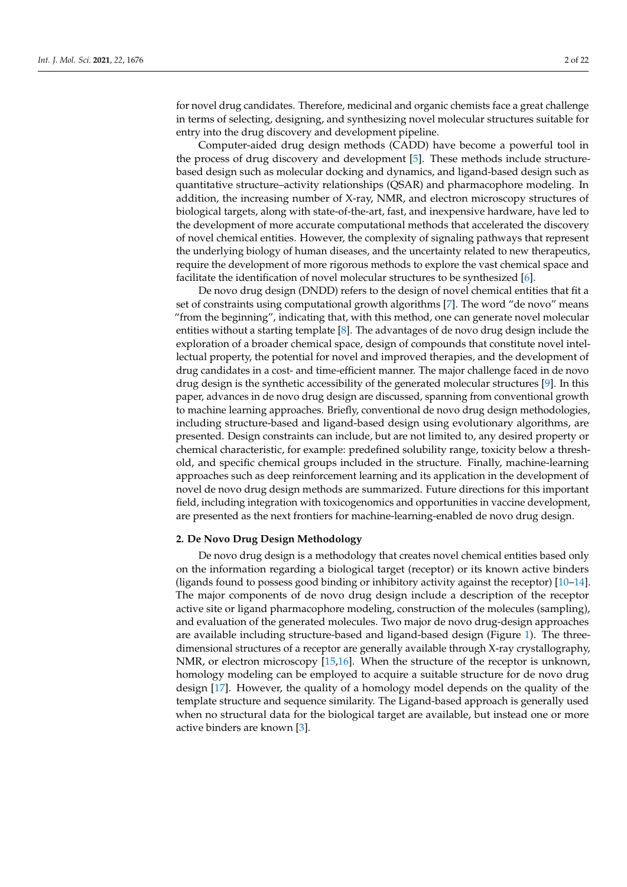for novel drug candidates. Therefore, medicinal and organic chemists face a great challenge in terms of selecting, designing, and synthesizing novel molecular structures suitable for entry into the drug discovery and development pipeline.

Computer-aided drug design methods (CADD) have become a powerful tool in the process of drug discovery and development [5]. These methods include structure-based design such as molecular docking and dynamics, and ligand-based design such as quantitative structure–activity relationships (QSAR) and pharmacophore modeling. In addition, the increasing number of X-ray, NMR, and electron microscopy structures of biological targets, along with state-of-the-art, fast, and inexpensive hardware, have led to the development of more accurate computational methods that accelerated the discovery of novel chemical entities. However, the complexity of signaling pathways that represent the underlying biology of human diseases, and the uncertainty related to new therapeutics, require the development of more rigorous methods to explore the vast chemical space and facilitate the identification of novel molecular structures to be synthesized [6].

De novo drug design (DNDD) refers to the design of novel chemical entities that fit a set of constraints using computational growth algorithms [7]. The word "de novo" means "from the beginning", indicating that, with this method, one can generate novel molecular entities without a starting template [8]. The advantages of de novo drug design include the exploration of a broader chemical space, design of compounds that constitute novel intellectual property, the potential for novel and improved therapies, and the development of drug candidates in a cost- and time-efficient manner. The major challenge faced in de novo drug design is the synthetic accessibility of the generated molecular structures [9]. In this paper, advances in de novo drug design are discussed, spanning from conventional growth to machine learning approaches. Briefly, conventional de novo drug design methodologies, including structure-based and ligand-based design using evolutionary algorithms, are presented. Design constraints can include, but are not limited to, any desired property or chemical characteristic, for example: predefined solubility range, toxicity below a threshold, and specific chemical groups included in the structure. Finally, machine-learning approaches such as deep reinforcement learning and its application in the development of novel de novo drug design methods are summarized. Future directions for this important field, including integration with toxicogenomics and opportunities in vaccine development, are presented as the next frontiers for machine-learning-enabled de novo drug design.

## 2. De Novo Drug Design Methodology

De novo drug design is a methodology that creates novel chemical entities based only on the information regarding a biological target (receptor) or its known active binders (ligands found to possess good binding or inhibitory activity against the receptor) [10–14]. The major components of de novo drug design include a description of the receptor active site or ligand pharmacophore modeling, construction of the molecules (sampling), and evaluation of the generated molecules. Two major de novo drug-design approaches are available including structure-based and ligand-based design (Figure 1). The three-dimensional structures of a receptor are generally available through X-ray crystallography, NMR, or electron microscopy [15,16]. When the structure of the receptor is unknown, homology modeling can be employed to acquire a suitable structure for de novo drug design [17]. However, the quality of a homology model depends on the quality of the template structure and sequence similarity. The Ligand-based approach is generally used when no structural data for the biological target are available, but instead one or more active binders are known [3].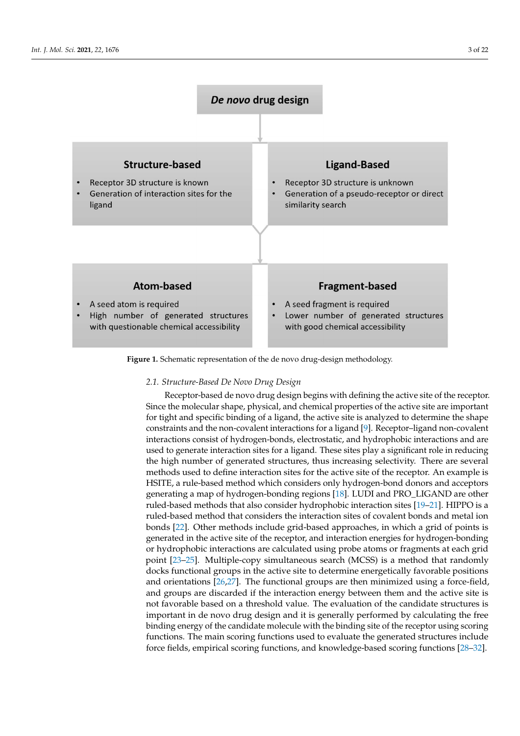**De novo drug design**

**Structure-based**

- Receptor 3D structure is known
- Generation of interaction sites for the ligand

**Ligand-Based**

- Receptor 3D structure is unknown
- Generation of a pseudo-receptor or direct similarity search

**Atom-based**

- A seed atom is required
- High number of generated structures with questionable chemical accessibility

**Fragment-based**

- A seed fragment is required
- Lower number of generated structures with good chemical accessibility

**Figure 1.** Schematic representation of the de novo drug-design methodology.

### 2.1. Structure-Based De Novo Drug Design

Receptor-based de novo drug design begins with defining the active site of the receptor. Since the molecular shape, physical, and chemical properties of the active site are important for tight and specific binding of a ligand, the active site is analyzed to determine the shape constraints and the non-covalent interactions for a ligand [9]. Receptor–ligand non-covalent interactions consist of hydrogen-bonds, electrostatic, and hydrophobic interactions and are used to generate interaction sites for a ligand. These sites play a significant role in reducing the high number of generated structures, thus increasing selectivity. There are several methods used to define interaction sites for the active site of the receptor. An example is HSITE, a rule-based method which considers only hydrogen-bond donors and acceptors generating a map of hydrogen-bonding regions [18]. LUDI and PRO_LIGAND are other ruled-based methods that also consider hydrophobic interaction sites [19–21]. HIPPO is a ruled-based method that considers the interaction sites of covalent bonds and metal ion bonds [22]. Other methods include grid-based approaches, in which a grid of points is generated in the active site of the receptor, and interaction energies for hydrogen-bonding or hydrophobic interactions are calculated using probe atoms or fragments at each grid point [23–25]. Multiple-copy simultaneous search (MCSS) is a method that randomly docks functional groups in the active site to determine energetically favorable positions and orientations [26,27]. The functional groups are then minimized using a force-field, and groups are discarded if the interaction energy between them and the active site is not favorable based on a threshold value. The evaluation of the candidate structures is important in de novo drug design and it is generally performed by calculating the free binding energy of the candidate molecule with the binding site of the receptor using scoring functions. The main scoring functions used to evaluate the generated structures include force fields, empirical scoring functions, and knowledge-based scoring functions [28–32].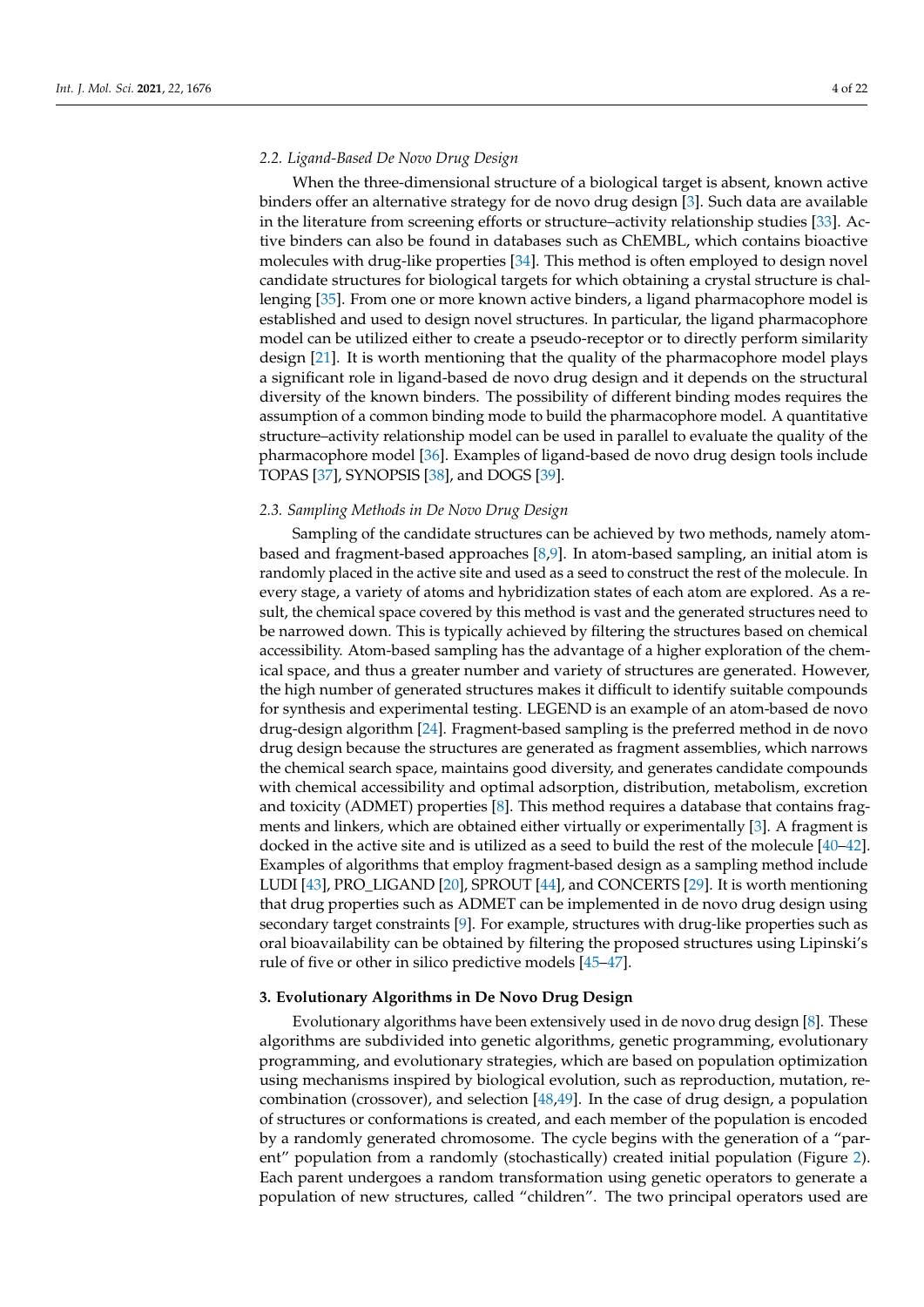### 2.2. Ligand-Based De Novo Drug Design

When the three-dimensional structure of a biological target is absent, known active binders offer an alternative strategy for de novo drug design [3]. Such data are available in the literature from screening efforts or structure–activity relationship studies [33]. Active binders can also be found in databases such as ChEMBL, which contains bioactive molecules with drug-like properties [34]. This method is often employed to design novel candidate structures for biological targets for which obtaining a crystal structure is challenging [35]. From one or more known active binders, a ligand pharmacophore model is established and used to design novel structures. In particular, the ligand pharmacophore model can be utilized either to create a pseudo-receptor or to directly perform similarity design [21]. It is worth mentioning that the quality of the pharmacophore model plays a significant role in ligand-based de novo drug design and it depends on the structural diversity of the known binders. The possibility of different binding modes requires the assumption of a common binding mode to build the pharmacophore model. A quantitative structure–activity relationship model can be used in parallel to evaluate the quality of the pharmacophore model [36]. Examples of ligand-based de novo drug design tools include TOPAS [37], SYNOPSIS [38], and DOGS [39].

### 2.3. Sampling Methods in De Novo Drug Design

Sampling of the candidate structures can be achieved by two methods, namely atom-based and fragment-based approaches [8,9]. In atom-based sampling, an initial atom is randomly placed in the active site and used as a seed to construct the rest of the molecule. In every stage, a variety of atoms and hybridization states of each atom are explored. As a result, the chemical space covered by this method is vast and the generated structures need to be narrowed down. This is typically achieved by filtering the structures based on chemical accessibility. Atom-based sampling has the advantage of a higher exploration of the chemical space, and thus a greater number and variety of structures are generated. However, the high number of generated structures makes it difficult to identify suitable compounds for synthesis and experimental testing. LEGEND is an example of an atom-based de novo drug-design algorithm [24]. Fragment-based sampling is the preferred method in de novo drug design because the structures are generated as fragment assemblies, which narrows the chemical search space, maintains good diversity, and generates candidate compounds with chemical accessibility and optimal adsorption, distribution, metabolism, excretion and toxicity (ADMET) properties [8]. This method requires a database that contains fragments and linkers, which are obtained either virtually or experimentally [3]. A fragment is docked in the active site and is utilized as a seed to build the rest of the molecule [40–42]. Examples of algorithms that employ fragment-based design as a sampling method include LUDI [43], PRO_LIGAND [20], SPROUT [44], and CONCERTS [29]. It is worth mentioning that drug properties such as ADMET can be implemented in de novo drug design using secondary target constraints [9]. For example, structures with drug-like properties such as oral bioavailability can be obtained by filtering the proposed structures using Lipinski's rule of five or other in silico predictive models [45–47].

## 3. Evolutionary Algorithms in De Novo Drug Design

Evolutionary algorithms have been extensively used in de novo drug design [8]. These algorithms are subdivided into genetic algorithms, genetic programming, evolutionary programming, and evolutionary strategies, which are based on population optimization using mechanisms inspired by biological evolution, such as reproduction, mutation, recombination (crossover), and selection [48,49]. In the case of drug design, a population of structures or conformations is created, and each member of the population is encoded by a randomly generated chromosome. The cycle begins with the generation of a "parent" population from a randomly (stochastically) created initial population (Figure 2). Each parent undergoes a random transformation using genetic operators to generate a population of new structures, called "children". The two principal operators used are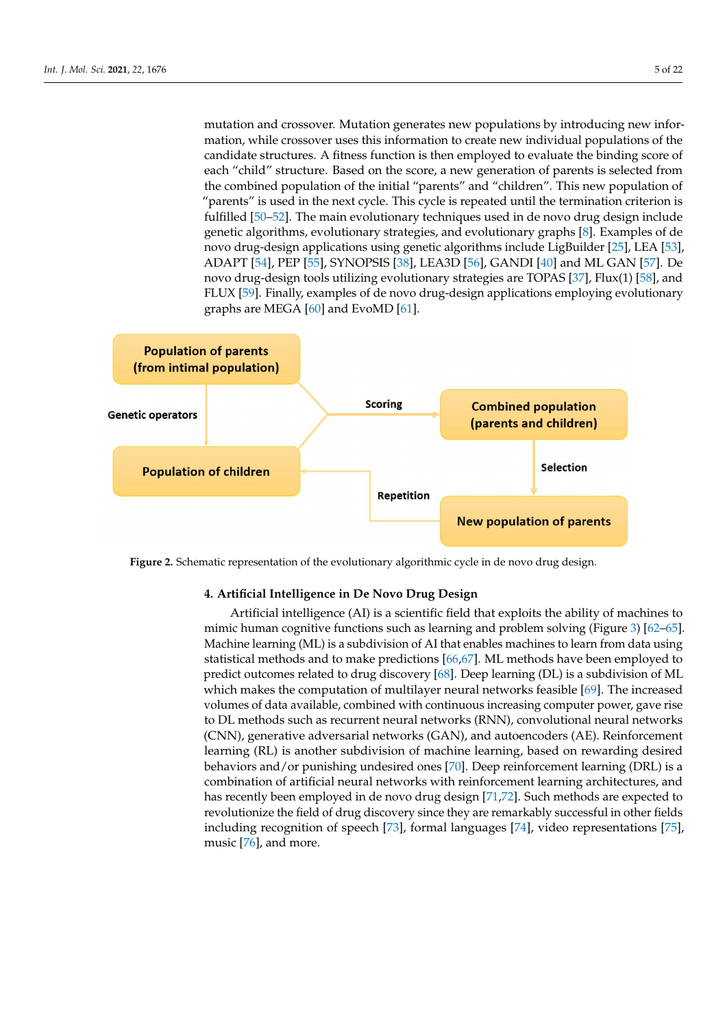mutation and crossover. Mutation generates new populations by introducing new information, while crossover uses this information to create new individual populations of the candidate structures. A fitness function is then employed to evaluate the binding score of each "child" structure. Based on the score, a new generation of parents is selected from the combined population of the initial "parents" and "children". This new population of "parents" is used in the next cycle. This cycle is repeated until the termination criterion is fulfilled [50–52]. The main evolutionary techniques used in de novo drug design include genetic algorithms, evolutionary strategies, and evolutionary graphs [8]. Examples of de novo drug-design applications using genetic algorithms include LigBuilder [25], LEA [53], ADAPT [54], PEP [55], SYNOPSIS [38], LEA3D [56], GANDI [40] and ML GAN [57]. De novo drug-design tools utilizing evolutionary strategies are TOPAS [37], Flux(1) [58], and FLUX [59]. Finally, examples of de novo drug-design applications employing evolutionary graphs are MEGA [60] and EvoMD [61].

Population of parents (from intimal population)

Genetic operators

Scoring

Combined population (parents and children)

Population of children

Selection

Repetition

New population of parents

**Figure 2.** Schematic representation of the evolutionary algorithmic cycle in de novo drug design.

## 4. Artificial Intelligence in De Novo Drug Design

Artificial intelligence (AI) is a scientific field that exploits the ability of machines to mimic human cognitive functions such as learning and problem solving (Figure 3) [62–65]. Machine learning (ML) is a subdivision of AI that enables machines to learn from data using statistical methods and to make predictions [66,67]. ML methods have been employed to predict outcomes related to drug discovery [68]. Deep learning (DL) is a subdivision of ML which makes the computation of multilayer neural networks feasible [69]. The increased volumes of data available, combined with continuous increasing computer power, gave rise to DL methods such as recurrent neural networks (RNN), convolutional neural networks (CNN), generative adversarial networks (GAN), and autoencoders (AE). Reinforcement learning (RL) is another subdivision of machine learning, based on rewarding desired behaviors and/or punishing undesired ones [70]. Deep reinforcement learning (DRL) is a combination of artificial neural networks with reinforcement learning architectures, and has recently been employed in de novo drug design [71,72]. Such methods are expected to revolutionize the field of drug discovery since they are remarkably successful in other fields including recognition of speech [73], formal languages [74], video representations [75], music [76], and more.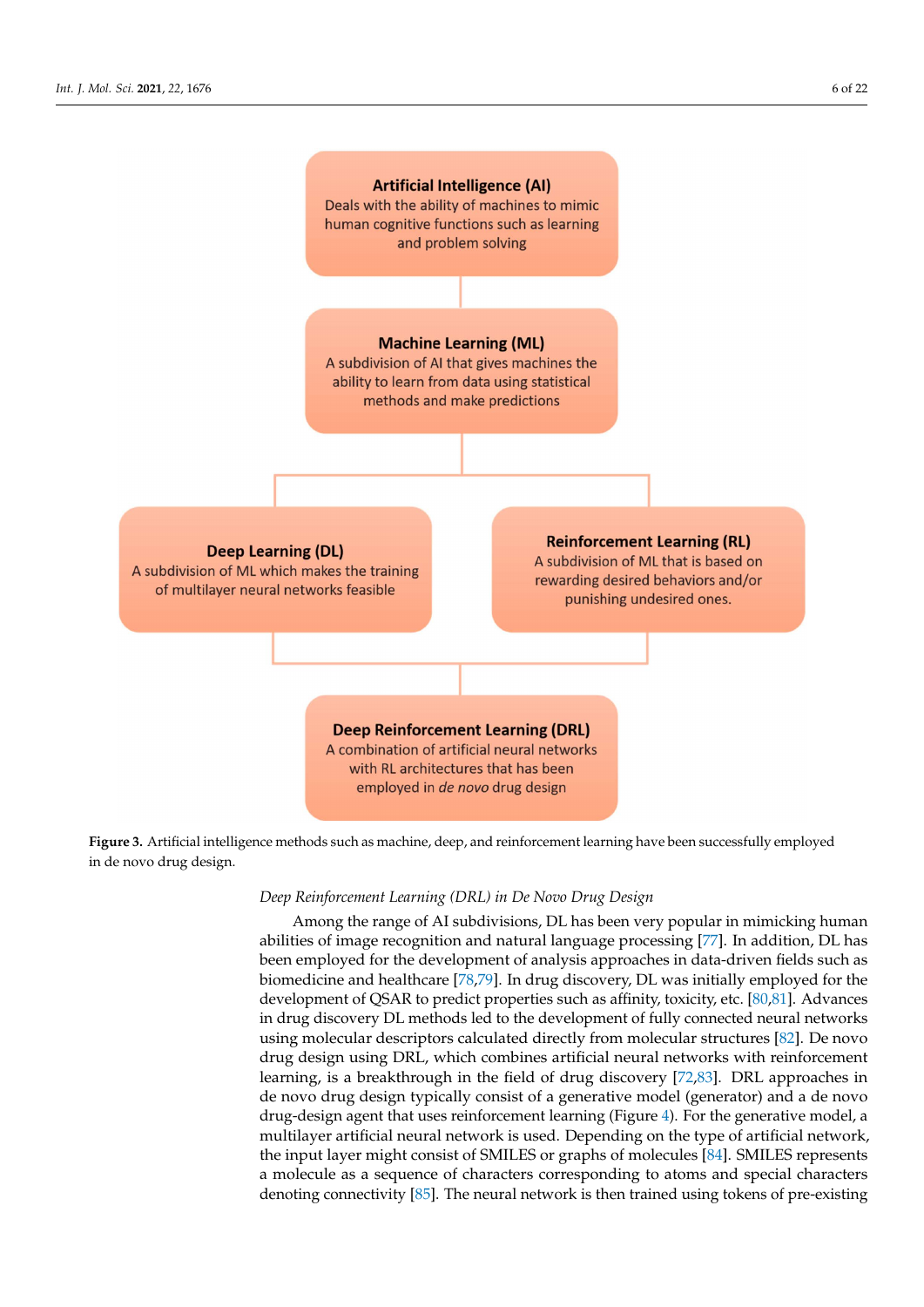Artificial Intelligence (AI)
Deals with the ability of machines to mimic human cognitive functions such as learning and problem solving

Machine Learning (ML)
A subdivision of AI that gives machines the ability to learn from data using statistical methods and make predictions

Deep Learning (DL)
A subdivision of ML which makes the training of multilayer neural networks feasible

Reinforcement Learning (RL)
A subdivision of ML that is based on rewarding desired behaviors and/or punishing undesired ones.

Deep Reinforcement Learning (DRL)
A combination of artificial neural networks with RL architectures that has been employed in *de novo* drug design

**Figure 3.** Artificial intelligence methods such as machine, deep, and reinforcement learning have been successfully employed in de novo drug design.

*Deep Reinforcement Learning (DRL) in De Novo Drug Design*

Among the range of AI subdivisions, DL has been very popular in mimicking human abilities of image recognition and natural language processing [77]. In addition, DL has been employed for the development of analysis approaches in data-driven fields such as biomedicine and healthcare [78,79]. In drug discovery, DL was initially employed for the development of QSAR to predict properties such as affinity, toxicity, etc. [80,81]. Advances in drug discovery DL methods led to the development of fully connected neural networks using molecular descriptors calculated directly from molecular structures [82]. De novo drug design using DRL, which combines artificial neural networks with reinforcement learning, is a breakthrough in the field of drug discovery [72,83]. DRL approaches in de novo drug design typically consist of a generative model (generator) and a de novo drug-design agent that uses reinforcement learning (Figure 4). For the generative model, a multilayer artificial neural network is used. Depending on the type of artificial network, the input layer might consist of SMILES or graphs of molecules [84]. SMILES represents a molecule as a sequence of characters corresponding to atoms and special characters denoting connectivity [85]. The neural network is then trained using tokens of pre-existing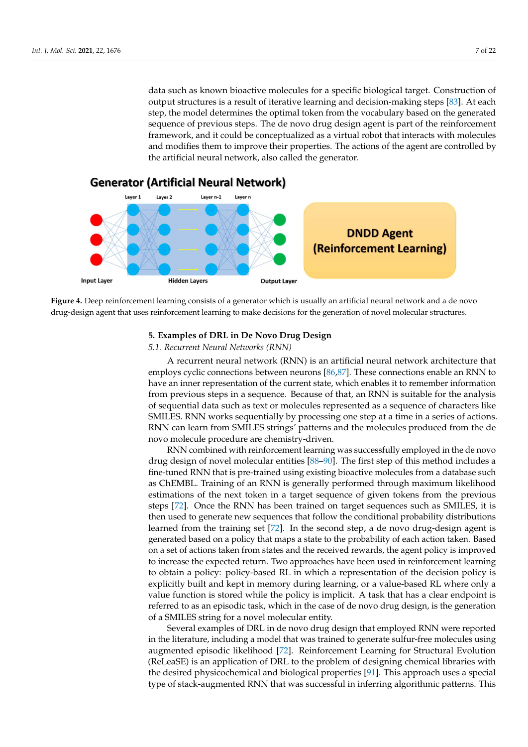data such as known bioactive molecules for a specific biological target. Construction of output structures is a result of iterative learning and decision-making steps [83]. At each step, the model determines the optimal token from the vocabulary based on the generated sequence of previous steps. The de novo drug design agent is part of the reinforcement framework, and it could be conceptualized as a virtual robot that interacts with molecules and modifies them to improve their properties. The actions of the agent are controlled by the artificial neural network, also called the generator.

**Figure 4.** Deep reinforcement learning consists of a generator which is usually an artificial neural network and a de novo drug-design agent that uses reinforcement learning to make decisions for the generation of novel molecular structures.

## 5. Examples of DRL in De Novo Drug Design

### *5.1. Recurrent Neural Networks (RNN)*

A recurrent neural network (RNN) is an artificial neural network architecture that employs cyclic connections between neurons [86,87]. These connections enable an RNN to have an inner representation of the current state, which enables it to remember information from previous steps in a sequence. Because of that, an RNN is suitable for the analysis of sequential data such as text or molecules represented as a sequence of characters like SMILES. RNN works sequentially by processing one step at a time in a series of actions. RNN can learn from SMILES strings' patterns and the molecules produced from the de novo molecule procedure are chemistry-driven.

RNN combined with reinforcement learning was successfully employed in the de novo drug design of novel molecular entities [88–90]. The first step of this method includes a fine-tuned RNN that is pre-trained using existing bioactive molecules from a database such as ChEMBL. Training of an RNN is generally performed through maximum likelihood estimations of the next token in a target sequence of given tokens from the previous steps [72]. Once the RNN has been trained on target sequences such as SMILES, it is then used to generate new sequences that follow the conditional probability distributions learned from the training set [72]. In the second step, a de novo drug-design agent is generated based on a policy that maps a state to the probability of each action taken. Based on a set of actions taken from states and the received rewards, the agent policy is improved to increase the expected return. Two approaches have been used in reinforcement learning to obtain a policy: policy-based RL in which a representation of the decision policy is explicitly built and kept in memory during learning, or a value-based RL where only a value function is stored while the policy is implicit. A task that has a clear endpoint is referred to as an episodic task, which in the case of de novo drug design, is the generation of a SMILES string for a novel molecular entity.

Several examples of DRL in de novo drug design that employed RNN were reported in the literature, including a model that was trained to generate sulfur-free molecules using augmented episodic likelihood [72]. Reinforcement Learning for Structural Evolution (ReLeaSE) is an application of DRL to the problem of designing chemical libraries with the desired physicochemical and biological properties [91]. This approach uses a special type of stack-augmented RNN that was successful in inferring algorithmic patterns. This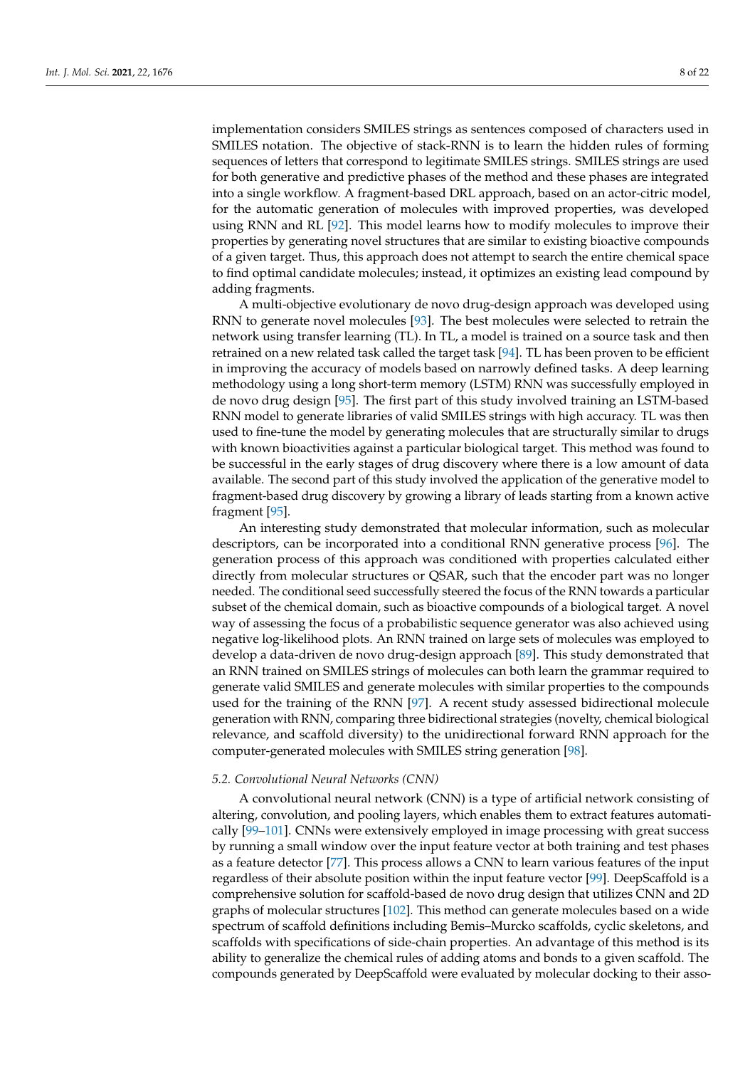implementation considers SMILES strings as sentences composed of characters used in SMILES notation. The objective of stack-RNN is to learn the hidden rules of forming sequences of letters that correspond to legitimate SMILES strings. SMILES strings are used for both generative and predictive phases of the method and these phases are integrated into a single workflow. A fragment-based DRL approach, based on an actor-citric model, for the automatic generation of molecules with improved properties, was developed using RNN and RL [92]. This model learns how to modify molecules to improve their properties by generating novel structures that are similar to existing bioactive compounds of a given target. Thus, this approach does not attempt to search the entire chemical space to find optimal candidate molecules; instead, it optimizes an existing lead compound by adding fragments.

A multi-objective evolutionary de novo drug-design approach was developed using RNN to generate novel molecules [93]. The best molecules were selected to retrain the network using transfer learning (TL). In TL, a model is trained on a source task and then retrained on a new related task called the target task [94]. TL has been proven to be efficient in improving the accuracy of models based on narrowly defined tasks. A deep learning methodology using a long short-term memory (LSTM) RNN was successfully employed in de novo drug design [95]. The first part of this study involved training an LSTM-based RNN model to generate libraries of valid SMILES strings with high accuracy. TL was then used to fine-tune the model by generating molecules that are structurally similar to drugs with known bioactivities against a particular biological target. This method was found to be successful in the early stages of drug discovery where there is a low amount of data available. The second part of this study involved the application of the generative model to fragment-based drug discovery by growing a library of leads starting from a known active fragment [95].

An interesting study demonstrated that molecular information, such as molecular descriptors, can be incorporated into a conditional RNN generative process [96]. The generation process of this approach was conditioned with properties calculated either directly from molecular structures or QSAR, such that the encoder part was no longer needed. The conditional seed successfully steered the focus of the RNN towards a particular subset of the chemical domain, such as bioactive compounds of a biological target. A novel way of assessing the focus of a probabilistic sequence generator was also achieved using negative log-likelihood plots. An RNN trained on large sets of molecules was employed to develop a data-driven de novo drug-design approach [89]. This study demonstrated that an RNN trained on SMILES strings of molecules can both learn the grammar required to generate valid SMILES and generate molecules with similar properties to the compounds used for the training of the RNN [97]. A recent study assessed bidirectional molecule generation with RNN, comparing three bidirectional strategies (novelty, chemical biological relevance, and scaffold diversity) to the unidirectional forward RNN approach for the computer-generated molecules with SMILES string generation [98].

### 5.2. Convolutional Neural Networks (CNN)

A convolutional neural network (CNN) is a type of artificial network consisting of altering, convolution, and pooling layers, which enables them to extract features automatically [99–101]. CNNs were extensively employed in image processing with great success by running a small window over the input feature vector at both training and test phases as a feature detector [77]. This process allows a CNN to learn various features of the input regardless of their absolute position within the input feature vector [99]. DeepScaffold is a comprehensive solution for scaffold-based de novo drug design that utilizes CNN and 2D graphs of molecular structures [102]. This method can generate molecules based on a wide spectrum of scaffold definitions including Bemis–Murcko scaffolds, cyclic skeletons, and scaffolds with specifications of side-chain properties. An advantage of this method is its ability to generalize the chemical rules of adding atoms and bonds to a given scaffold. The compounds generated by DeepScaffold were evaluated by molecular docking to their asso-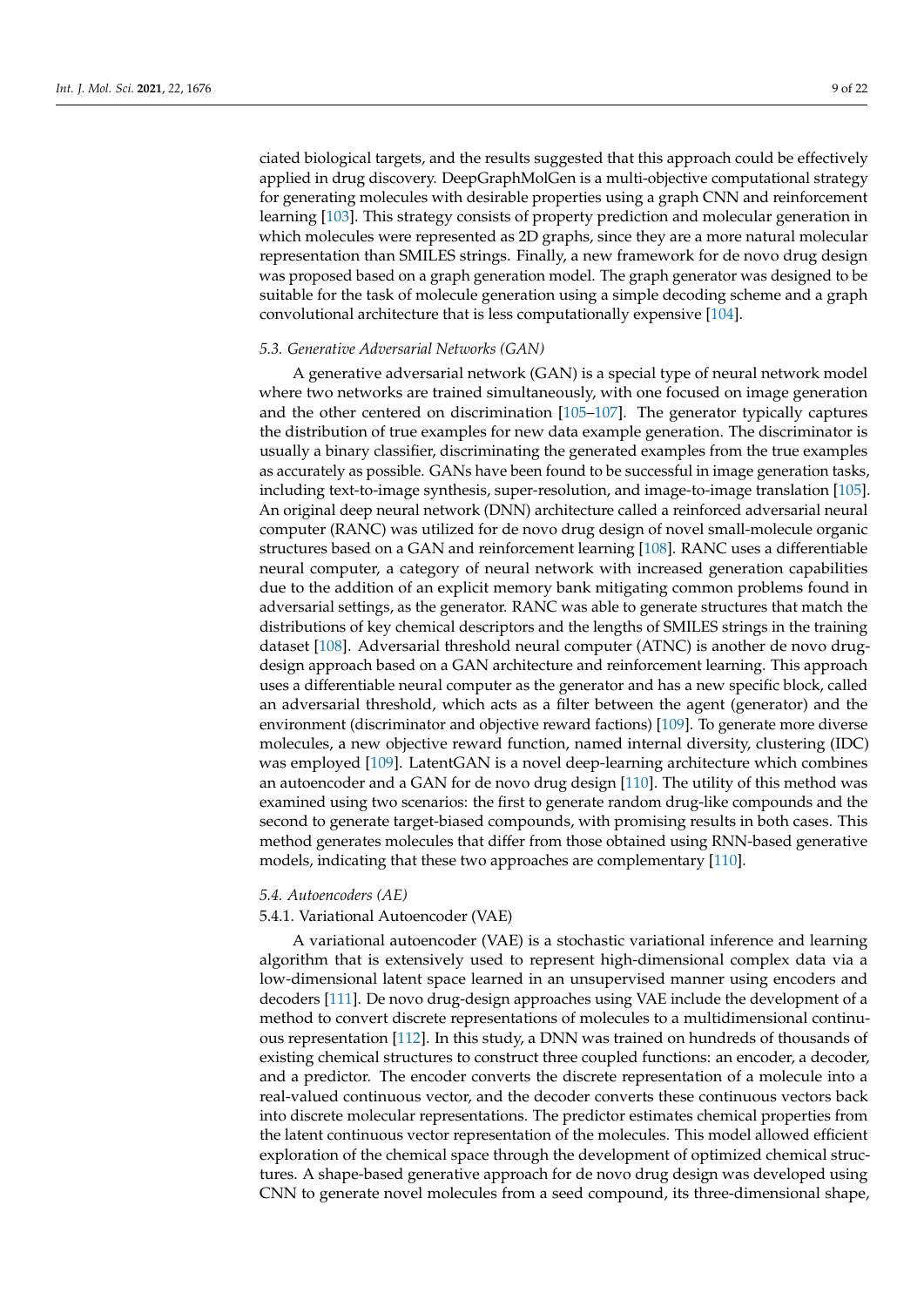ciated biological targets, and the results suggested that this approach could be effectively applied in drug discovery. DeepGraphMolGen is a multi-objective computational strategy for generating molecules with desirable properties using a graph CNN and reinforcement learning [103]. This strategy consists of property prediction and molecular generation in which molecules were represented as 2D graphs, since they are a more natural molecular representation than SMILES strings. Finally, a new framework for de novo drug design was proposed based on a graph generation model. The graph generator was designed to be suitable for the task of molecule generation using a simple decoding scheme and a graph convolutional architecture that is less computationally expensive [104].

### 5.3. Generative Adversarial Networks (GAN)

A generative adversarial network (GAN) is a special type of neural network model where two networks are trained simultaneously, with one focused on image generation and the other centered on discrimination [105–107]. The generator typically captures the distribution of true examples for new data example generation. The discriminator is usually a binary classifier, discriminating the generated examples from the true examples as accurately as possible. GANs have been found to be successful in image generation tasks, including text-to-image synthesis, super-resolution, and image-to-image translation [105]. An original deep neural network (DNN) architecture called a reinforced adversarial neural computer (RANC) was utilized for de novo drug design of novel small-molecule organic structures based on a GAN and reinforcement learning [108]. RANC uses a differentiable neural computer, a category of neural network with increased generation capabilities due to the addition of an explicit memory bank mitigating common problems found in adversarial settings, as the generator. RANC was able to generate structures that match the distributions of key chemical descriptors and the lengths of SMILES strings in the training dataset [108]. Adversarial threshold neural computer (ATNC) is another de novo drug-design approach based on a GAN architecture and reinforcement learning. This approach uses a differentiable neural computer as the generator and has a new specific block, called an adversarial threshold, which acts as a filter between the agent (generator) and the environment (discriminator and objective reward factions) [109]. To generate more diverse molecules, a new objective reward function, named internal diversity, clustering (IDC) was employed [109]. LatentGAN is a novel deep-learning architecture which combines an autoencoder and a GAN for de novo drug design [110]. The utility of this method was examined using two scenarios: the first to generate random drug-like compounds and the second to generate target-biased compounds, with promising results in both cases. This method generates molecules that differ from those obtained using RNN-based generative models, indicating that these two approaches are complementary [110].

### 5.4. Autoencoders (AE)

#### 5.4.1. Variational Autoencoder (VAE)

A variational autoencoder (VAE) is a stochastic variational inference and learning algorithm that is extensively used to represent high-dimensional complex data via a low-dimensional latent space learned in an unsupervised manner using encoders and decoders [111]. De novo drug-design approaches using VAE include the development of a method to convert discrete representations of molecules to a multidimensional continuous representation [112]. In this study, a DNN was trained on hundreds of thousands of existing chemical structures to construct three coupled functions: an encoder, a decoder, and a predictor. The encoder converts the discrete representation of a molecule into a real-valued continuous vector, and the decoder converts these continuous vectors back into discrete molecular representations. The predictor estimates chemical properties from the latent continuous vector representation of the molecules. This model allowed efficient exploration of the chemical space through the development of optimized chemical structures. A shape-based generative approach for de novo drug design was developed using CNN to generate novel molecules from a seed compound, its three-dimensional shape,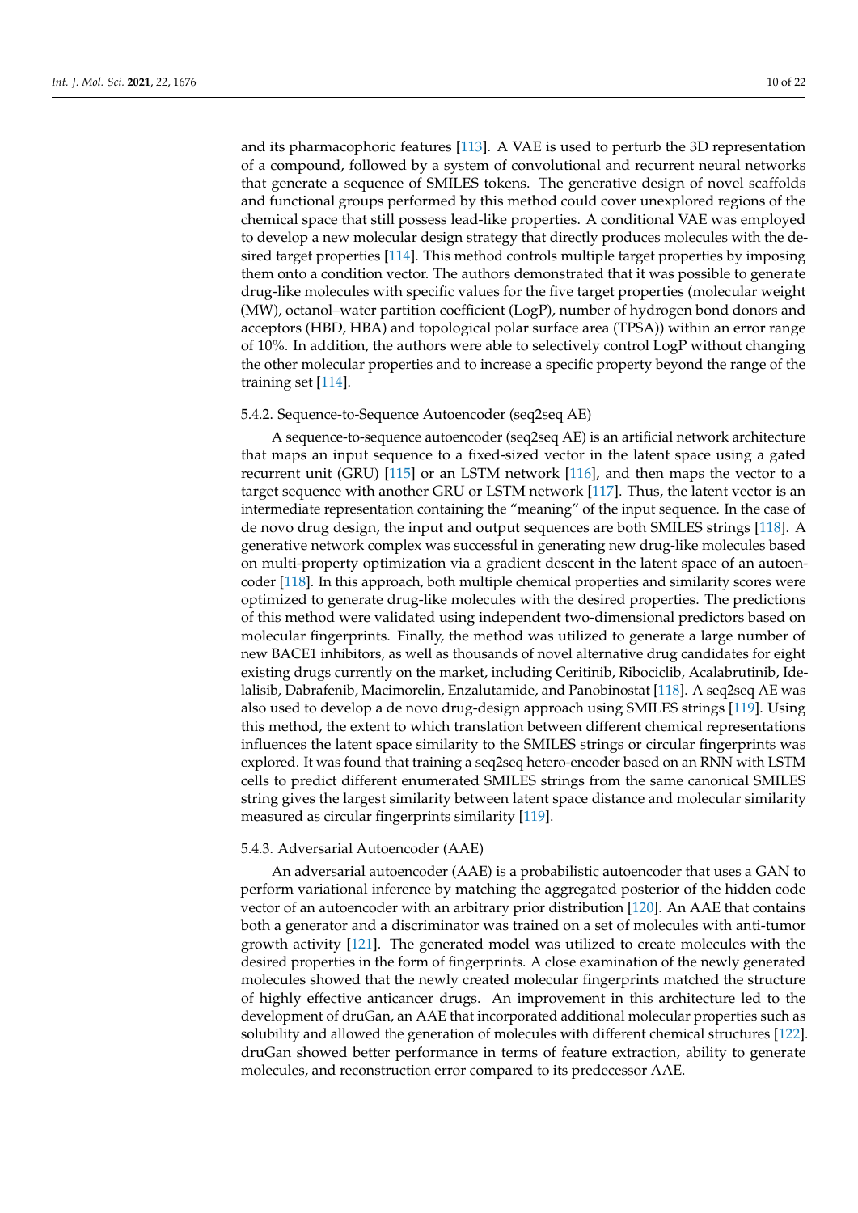and its pharmacophoric features [113]. A VAE is used to perturb the 3D representation of a compound, followed by a system of convolutional and recurrent neural networks that generate a sequence of SMILES tokens. The generative design of novel scaffolds and functional groups performed by this method could cover unexplored regions of the chemical space that still possess lead-like properties. A conditional VAE was employed to develop a new molecular design strategy that directly produces molecules with the desired target properties [114]. This method controls multiple target properties by imposing them onto a condition vector. The authors demonstrated that it was possible to generate drug-like molecules with specific values for the five target properties (molecular weight (MW), octanol–water partition coefficient (LogP), number of hydrogen bond donors and acceptors (HBD, HBA) and topological polar surface area (TPSA)) within an error range of 10%. In addition, the authors were able to selectively control LogP without changing the other molecular properties and to increase a specific property beyond the range of the training set [114].

#### 5.4.2. Sequence-to-Sequence Autoencoder (seq2seq AE)

A sequence-to-sequence autoencoder (seq2seq AE) is an artificial network architecture that maps an input sequence to a fixed-sized vector in the latent space using a gated recurrent unit (GRU) [115] or an LSTM network [116], and then maps the vector to a target sequence with another GRU or LSTM network [117]. Thus, the latent vector is an intermediate representation containing the "meaning" of the input sequence. In the case of de novo drug design, the input and output sequences are both SMILES strings [118]. A generative network complex was successful in generating new drug-like molecules based on multi-property optimization via a gradient descent in the latent space of an autoencoder [118]. In this approach, both multiple chemical properties and similarity scores were optimized to generate drug-like molecules with the desired properties. The predictions of this method were validated using independent two-dimensional predictors based on molecular fingerprints. Finally, the method was utilized to generate a large number of new BACE1 inhibitors, as well as thousands of novel alternative drug candidates for eight existing drugs currently on the market, including Ceritinib, Ribociclib, Acalabrutinib, Idelalisib, Dabrafenib, Macimorelin, Enzalutamide, and Panobinostat [118]. A seq2seq AE was also used to develop a de novo drug-design approach using SMILES strings [119]. Using this method, the extent to which translation between different chemical representations influences the latent space similarity to the SMILES strings or circular fingerprints was explored. It was found that training a seq2seq hetero-encoder based on an RNN with LSTM cells to predict different enumerated SMILES strings from the same canonical SMILES string gives the largest similarity between latent space distance and molecular similarity measured as circular fingerprints similarity [119].

#### 5.4.3. Adversarial Autoencoder (AAE)

An adversarial autoencoder (AAE) is a probabilistic autoencoder that uses a GAN to perform variational inference by matching the aggregated posterior of the hidden code vector of an autoencoder with an arbitrary prior distribution [120]. An AAE that contains both a generator and a discriminator was trained on a set of molecules with anti-tumor growth activity [121]. The generated model was utilized to create molecules with the desired properties in the form of fingerprints. A close examination of the newly generated molecules showed that the newly created molecular fingerprints matched the structure of highly effective anticancer drugs. An improvement in this architecture led to the development of druGan, an AAE that incorporated additional molecular properties such as solubility and allowed the generation of molecules with different chemical structures [122]. druGan showed better performance in terms of feature extraction, ability to generate molecules, and reconstruction error compared to its predecessor AAE.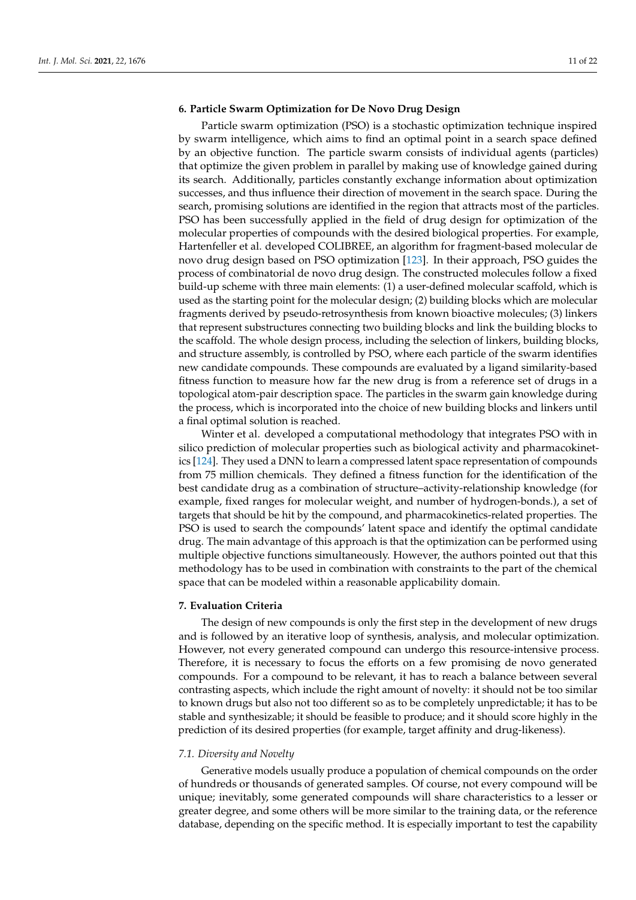## 6. Particle Swarm Optimization for De Novo Drug Design

Particle swarm optimization (PSO) is a stochastic optimization technique inspired by swarm intelligence, which aims to find an optimal point in a search space defined by an objective function. The particle swarm consists of individual agents (particles) that optimize the given problem in parallel by making use of knowledge gained during its search. Additionally, particles constantly exchange information about optimization successes, and thus influence their direction of movement in the search space. During the search, promising solutions are identified in the region that attracts most of the particles. PSO has been successfully applied in the field of drug design for optimization of the molecular properties of compounds with the desired biological properties. For example, Hartenfeller et al. developed COLIBREE, an algorithm for fragment-based molecular de novo drug design based on PSO optimization [123]. In their approach, PSO guides the process of combinatorial de novo drug design. The constructed molecules follow a fixed build-up scheme with three main elements: (1) a user-defined molecular scaffold, which is used as the starting point for the molecular design; (2) building blocks which are molecular fragments derived by pseudo-retrosynthesis from known bioactive molecules; (3) linkers that represent substructures connecting two building blocks and link the building blocks to the scaffold. The whole design process, including the selection of linkers, building blocks, and structure assembly, is controlled by PSO, where each particle of the swarm identifies new candidate compounds. These compounds are evaluated by a ligand similarity-based fitness function to measure how far the new drug is from a reference set of drugs in a topological atom-pair description space. The particles in the swarm gain knowledge during the process, which is incorporated into the choice of new building blocks and linkers until a final optimal solution is reached.

Winter et al. developed a computational methodology that integrates PSO with in silico prediction of molecular properties such as biological activity and pharmacokinetics [124]. They used a DNN to learn a compressed latent space representation of compounds from 75 million chemicals. They defined a fitness function for the identification of the best candidate drug as a combination of structure–activity-relationship knowledge (for example, fixed ranges for molecular weight, and number of hydrogen-bonds.), a set of targets that should be hit by the compound, and pharmacokinetics-related properties. The PSO is used to search the compounds' latent space and identify the optimal candidate drug. The main advantage of this approach is that the optimization can be performed using multiple objective functions simultaneously. However, the authors pointed out that this methodology has to be used in combination with constraints to the part of the chemical space that can be modeled within a reasonable applicability domain.

## 7. Evaluation Criteria

The design of new compounds is only the first step in the development of new drugs and is followed by an iterative loop of synthesis, analysis, and molecular optimization. However, not every generated compound can undergo this resource-intensive process. Therefore, it is necessary to focus the efforts on a few promising de novo generated compounds. For a compound to be relevant, it has to reach a balance between several contrasting aspects, which include the right amount of novelty: it should not be too similar to known drugs but also not too different so as to be completely unpredictable; it has to be stable and synthesizable; it should be feasible to produce; and it should score highly in the prediction of its desired properties (for example, target affinity and drug-likeness).

### *7.1. Diversity and Novelty*

Generative models usually produce a population of chemical compounds on the order of hundreds or thousands of generated samples. Of course, not every compound will be unique; inevitably, some generated compounds will share characteristics to a lesser or greater degree, and some others will be more similar to the training data, or the reference database, depending on the specific method. It is especially important to test the capability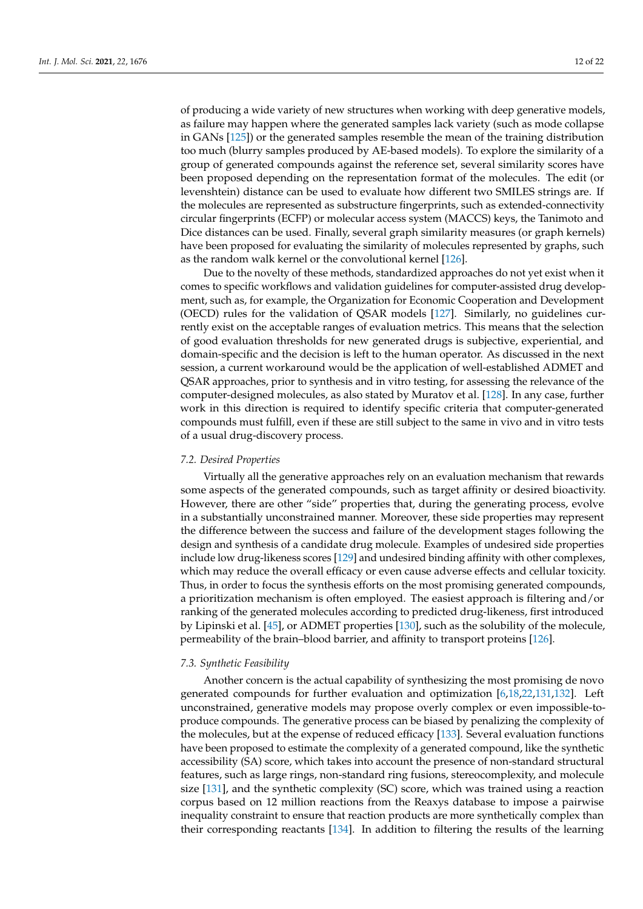of producing a wide variety of new structures when working with deep generative models, as failure may happen where the generated samples lack variety (such as mode collapse in GANs [125]) or the generated samples resemble the mean of the training distribution too much (blurry samples produced by AE-based models). To explore the similarity of a group of generated compounds against the reference set, several similarity scores have been proposed depending on the representation format of the molecules. The edit (or levenshtein) distance can be used to evaluate how different two SMILES strings are. If the molecules are represented as substructure fingerprints, such as extended-connectivity circular fingerprints (ECFP) or molecular access system (MACCS) keys, the Tanimoto and Dice distances can be used. Finally, several graph similarity measures (or graph kernels) have been proposed for evaluating the similarity of molecules represented by graphs, such as the random walk kernel or the convolutional kernel [126].

Due to the novelty of these methods, standardized approaches do not yet exist when it comes to specific workflows and validation guidelines for computer-assisted drug development, such as, for example, the Organization for Economic Cooperation and Development (OECD) rules for the validation of QSAR models [127]. Similarly, no guidelines currently exist on the acceptable ranges of evaluation metrics. This means that the selection of good evaluation thresholds for new generated drugs is subjective, experiential, and domain-specific and the decision is left to the human operator. As discussed in the next session, a current workaround would be the application of well-established ADMET and QSAR approaches, prior to synthesis and in vitro testing, for assessing the relevance of the computer-designed molecules, as also stated by Muratov et al. [128]. In any case, further work in this direction is required to identify specific criteria that computer-generated compounds must fulfill, even if these are still subject to the same in vivo and in vitro tests of a usual drug-discovery process.

### 7.2. Desired Properties

Virtually all the generative approaches rely on an evaluation mechanism that rewards some aspects of the generated compounds, such as target affinity or desired bioactivity. However, there are other "side" properties that, during the generating process, evolve in a substantially unconstrained manner. Moreover, these side properties may represent the difference between the success and failure of the development stages following the design and synthesis of a candidate drug molecule. Examples of undesired side properties include low drug-likeness scores [129] and undesired binding affinity with other complexes, which may reduce the overall efficacy or even cause adverse effects and cellular toxicity. Thus, in order to focus the synthesis efforts on the most promising generated compounds, a prioritization mechanism is often employed. The easiest approach is filtering and/or ranking of the generated molecules according to predicted drug-likeness, first introduced by Lipinski et al. [45], or ADMET properties [130], such as the solubility of the molecule, permeability of the brain–blood barrier, and affinity to transport proteins [126].

### 7.3. Synthetic Feasibility

Another concern is the actual capability of synthesizing the most promising de novo generated compounds for further evaluation and optimization [6,18,22,131,132]. Left unconstrained, generative models may propose overly complex or even impossible-to-produce compounds. The generative process can be biased by penalizing the complexity of the molecules, but at the expense of reduced efficacy [133]. Several evaluation functions have been proposed to estimate the complexity of a generated compound, like the synthetic accessibility (SA) score, which takes into account the presence of non-standard structural features, such as large rings, non-standard ring fusions, stereocomplexity, and molecule size [131], and the synthetic complexity (SC) score, which was trained using a reaction corpus based on 12 million reactions from the Reaxys database to impose a pairwise inequality constraint to ensure that reaction products are more synthetically complex than their corresponding reactants [134]. In addition to filtering the results of the learning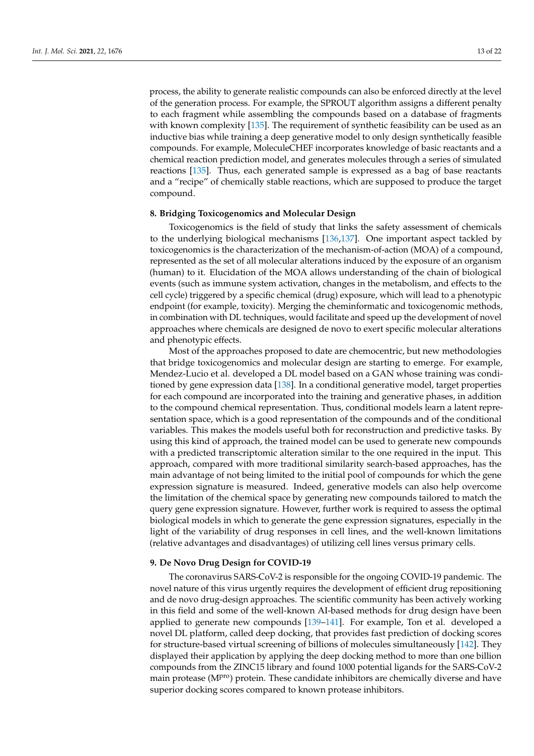process, the ability to generate realistic compounds can also be enforced directly at the level of the generation process. For example, the SPROUT algorithm assigns a different penalty to each fragment while assembling the compounds based on a database of fragments with known complexity [135]. The requirement of synthetic feasibility can be used as an inductive bias while training a deep generative model to only design synthetically feasible compounds. For example, MoleculeCHEF incorporates knowledge of basic reactants and a chemical reaction prediction model, and generates molecules through a series of simulated reactions [135]. Thus, each generated sample is expressed as a bag of base reactants and a "recipe" of chemically stable reactions, which are supposed to produce the target compound.

## 8. Bridging Toxicogenomics and Molecular Design

Toxicogenomics is the field of study that links the safety assessment of chemicals to the underlying biological mechanisms [136,137]. One important aspect tackled by toxicogenomics is the characterization of the mechanism-of-action (MOA) of a compound, represented as the set of all molecular alterations induced by the exposure of an organism (human) to it. Elucidation of the MOA allows understanding of the chain of biological events (such as immune system activation, changes in the metabolism, and effects to the cell cycle) triggered by a specific chemical (drug) exposure, which will lead to a phenotypic endpoint (for example, toxicity). Merging the cheminformatic and toxicogenomic methods, in combination with DL techniques, would facilitate and speed up the development of novel approaches where chemicals are designed de novo to exert specific molecular alterations and phenotypic effects.

Most of the approaches proposed to date are chemocentric, but new methodologies that bridge toxicogenomics and molecular design are starting to emerge. For example, Mendez-Lucio et al. developed a DL model based on a GAN whose training was conditioned by gene expression data [138]. In a conditional generative model, target properties for each compound are incorporated into the training and generative phases, in addition to the compound chemical representation. Thus, conditional models learn a latent representation space, which is a good representation of the compounds and of the conditional variables. This makes the models useful both for reconstruction and predictive tasks. By using this kind of approach, the trained model can be used to generate new compounds with a predicted transcriptomic alteration similar to the one required in the input. This approach, compared with more traditional similarity search-based approaches, has the main advantage of not being limited to the initial pool of compounds for which the gene expression signature is measured. Indeed, generative models can also help overcome the limitation of the chemical space by generating new compounds tailored to match the query gene expression signature. However, further work is required to assess the optimal biological models in which to generate the gene expression signatures, especially in the light of the variability of drug responses in cell lines, and the well-known limitations (relative advantages and disadvantages) of utilizing cell lines versus primary cells.

## 9. De Novo Drug Design for COVID-19

The coronavirus SARS-CoV-2 is responsible for the ongoing COVID-19 pandemic. The novel nature of this virus urgently requires the development of efficient drug repositioning and de novo drug-design approaches. The scientific community has been actively working in this field and some of the well-known AI-based methods for drug design have been applied to generate new compounds [139–141]. For example, Ton et al. developed a novel DL platform, called deep docking, that provides fast prediction of docking scores for structure-based virtual screening of billions of molecules simultaneously [142]. They displayed their application by applying the deep docking method to more than one billion compounds from the ZINC15 library and found 1000 potential ligands for the SARS-CoV-2 main protease ($M^{pro}$) protein. These candidate inhibitors are chemically diverse and have superior docking scores compared to known protease inhibitors.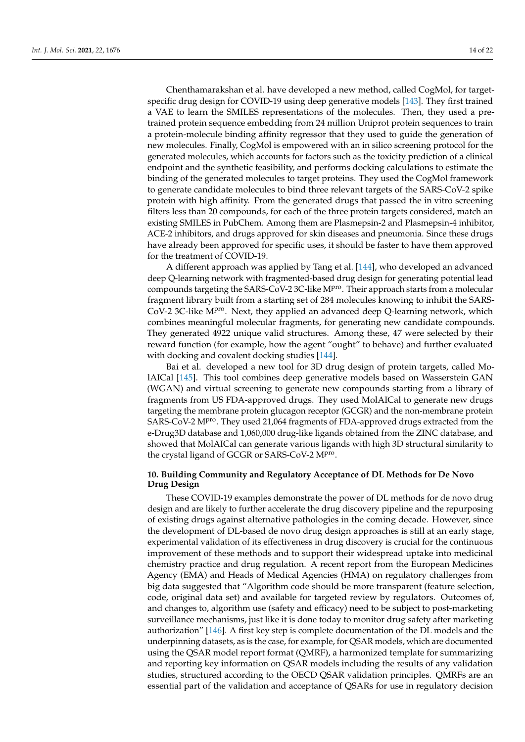Chenthamarakshan et al. have developed a new method, called CogMol, for target-specific drug design for COVID-19 using deep generative models [143]. They first trained a VAE to learn the SMILES representations of the molecules. Then, they used a pre-trained protein sequence embedding from 24 million Uniprot protein sequences to train a protein-molecule binding affinity regressor that they used to guide the generation of new molecules. Finally, CogMol is empowered with an in silico screening protocol for the generated molecules, which accounts for factors such as the toxicity prediction of a clinical endpoint and the synthetic feasibility, and performs docking calculations to estimate the binding of the generated molecules to target proteins. They used the CogMol framework to generate candidate molecules to bind three relevant targets of the SARS-CoV-2 spike protein with high affinity. From the generated drugs that passed the in vitro screening filters less than 20 compounds, for each of the three protein targets considered, match an existing SMILES in PubChem. Among them are Plasmepsin-2 and Plasmepsin-4 inhibitor, ACE-2 inhibitors, and drugs approved for skin diseases and pneumonia. Since these drugs have already been approved for specific uses, it should be faster to have them approved for the treatment of COVID-19.

A different approach was applied by Tang et al. [144], who developed an advanced deep Q-learning network with fragmented-based drug design for generating potential lead compounds targeting the SARS-CoV-2 3C-like M$^{pro}$. Their approach starts from a molecular fragment library built from a starting set of 284 molecules knowing to inhibit the SARS-CoV-2 3C-like M$^{pro}$. Next, they applied an advanced deep Q-learning network, which combines meaningful molecular fragments, for generating new candidate compounds. They generated 4922 unique valid structures. Among these, 47 were selected by their reward function (for example, how the agent "ought" to behave) and further evaluated with docking and covalent docking studies [144].

Bai et al. developed a new tool for 3D drug design of protein targets, called MolAICal [145]. This tool combines deep generative models based on Wasserstein GAN (WGAN) and virtual screening to generate new compounds starting from a library of fragments from US FDA-approved drugs. They used MolAICal to generate new drugs targeting the membrane protein glucagon receptor (GCGR) and the non-membrane protein SARS-CoV-2 M$^{pro}$. They used 21,064 fragments of FDA-approved drugs extracted from the e-Drug3D database and 1,060,000 drug-like ligands obtained from the ZINC database, and showed that MolAICal can generate various ligands with high 3D structural similarity to the crystal ligand of GCGR or SARS-CoV-2 M$^{pro}$.

## 10. Building Community and Regulatory Acceptance of DL Methods for De Novo Drug Design

These COVID-19 examples demonstrate the power of DL methods for de novo drug design and are likely to further accelerate the drug discovery pipeline and the repurposing of existing drugs against alternative pathologies in the coming decade. However, since the development of DL-based de novo drug design approaches is still at an early stage, experimental validation of its effectiveness in drug discovery is crucial for the continuous improvement of these methods and to support their widespread uptake into medicinal chemistry practice and drug regulation. A recent report from the European Medicines Agency (EMA) and Heads of Medical Agencies (HMA) on regulatory challenges from big data suggested that "Algorithm code should be more transparent (feature selection, code, original data set) and available for targeted review by regulators. Outcomes of, and changes to, algorithm use (safety and efficacy) need to be subject to post-marketing surveillance mechanisms, just like it is done today to monitor drug safety after marketing authorization" [146]. A first key step is complete documentation of the DL models and the underpinning datasets, as is the case, for example, for QSAR models, which are documented using the QSAR model report format (QMRF), a harmonized template for summarizing and reporting key information on QSAR models including the results of any validation studies, structured according to the OECD QSAR validation principles. QMRFs are an essential part of the validation and acceptance of QSARs for use in regulatory decision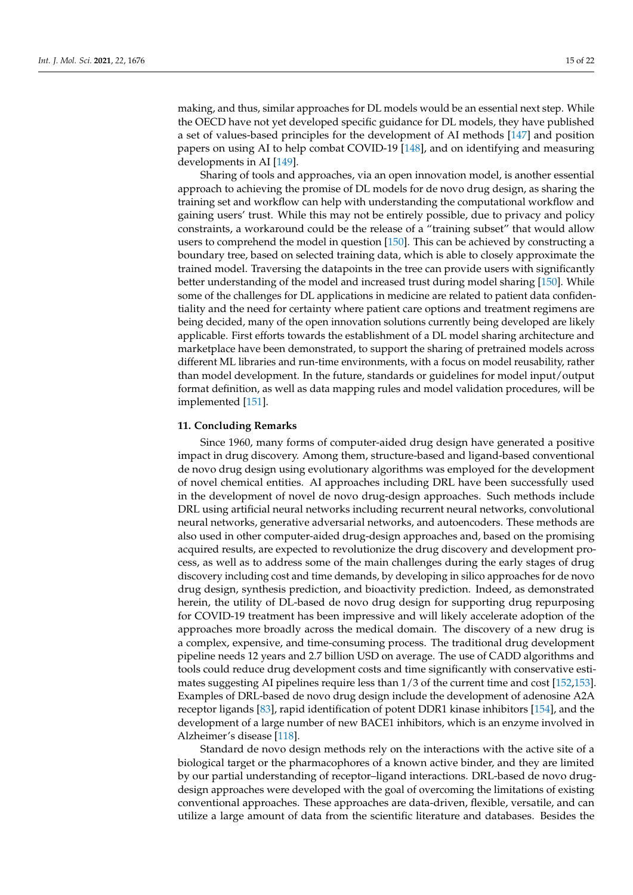making, and thus, similar approaches for DL models would be an essential next step. While the OECD have not yet developed specific guidance for DL models, they have published a set of values-based principles for the development of AI methods [147] and position papers on using AI to help combat COVID-19 [148], and on identifying and measuring developments in AI [149].

Sharing of tools and approaches, via an open innovation model, is another essential approach to achieving the promise of DL models for de novo drug design, as sharing the training set and workflow can help with understanding the computational workflow and gaining users' trust. While this may not be entirely possible, due to privacy and policy constraints, a workaround could be the release of a "training subset" that would allow users to comprehend the model in question [150]. This can be achieved by constructing a boundary tree, based on selected training data, which is able to closely approximate the trained model. Traversing the datapoints in the tree can provide users with significantly better understanding of the model and increased trust during model sharing [150]. While some of the challenges for DL applications in medicine are related to patient data confidentiality and the need for certainty where patient care options and treatment regimens are being decided, many of the open innovation solutions currently being developed are likely applicable. First efforts towards the establishment of a DL model sharing architecture and marketplace have been demonstrated, to support the sharing of pretrained models across different ML libraries and run-time environments, with a focus on model reusability, rather than model development. In the future, standards or guidelines for model input/output format definition, as well as data mapping rules and model validation procedures, will be implemented [151].

## 11. Concluding Remarks

Since 1960, many forms of computer-aided drug design have generated a positive impact in drug discovery. Among them, structure-based and ligand-based conventional de novo drug design using evolutionary algorithms was employed for the development of novel chemical entities. AI approaches including DRL have been successfully used in the development of novel de novo drug-design approaches. Such methods include DRL using artificial neural networks including recurrent neural networks, convolutional neural networks, generative adversarial networks, and autoencoders. These methods are also used in other computer-aided drug-design approaches and, based on the promising acquired results, are expected to revolutionize the drug discovery and development process, as well as to address some of the main challenges during the early stages of drug discovery including cost and time demands, by developing in silico approaches for de novo drug design, synthesis prediction, and bioactivity prediction. Indeed, as demonstrated herein, the utility of DL-based de novo drug design for supporting drug repurposing for COVID-19 treatment has been impressive and will likely accelerate adoption of the approaches more broadly across the medical domain. The discovery of a new drug is a complex, expensive, and time-consuming process. The traditional drug development pipeline needs 12 years and 2.7 billion USD on average. The use of CADD algorithms and tools could reduce drug development costs and time significantly with conservative estimates suggesting AI pipelines require less than 1/3 of the current time and cost [152,153]. Examples of DRL-based de novo drug design include the development of adenosine A2A receptor ligands [83], rapid identification of potent DDR1 kinase inhibitors [154], and the development of a large number of new BACE1 inhibitors, which is an enzyme involved in Alzheimer's disease [118].

Standard de novo design methods rely on the interactions with the active site of a biological target or the pharmacophores of a known active binder, and they are limited by our partial understanding of receptor–ligand interactions. DRL-based de novo drug-design approaches were developed with the goal of overcoming the limitations of existing conventional approaches. These approaches are data-driven, flexible, versatile, and can utilize a large amount of data from the scientific literature and databases. Besides the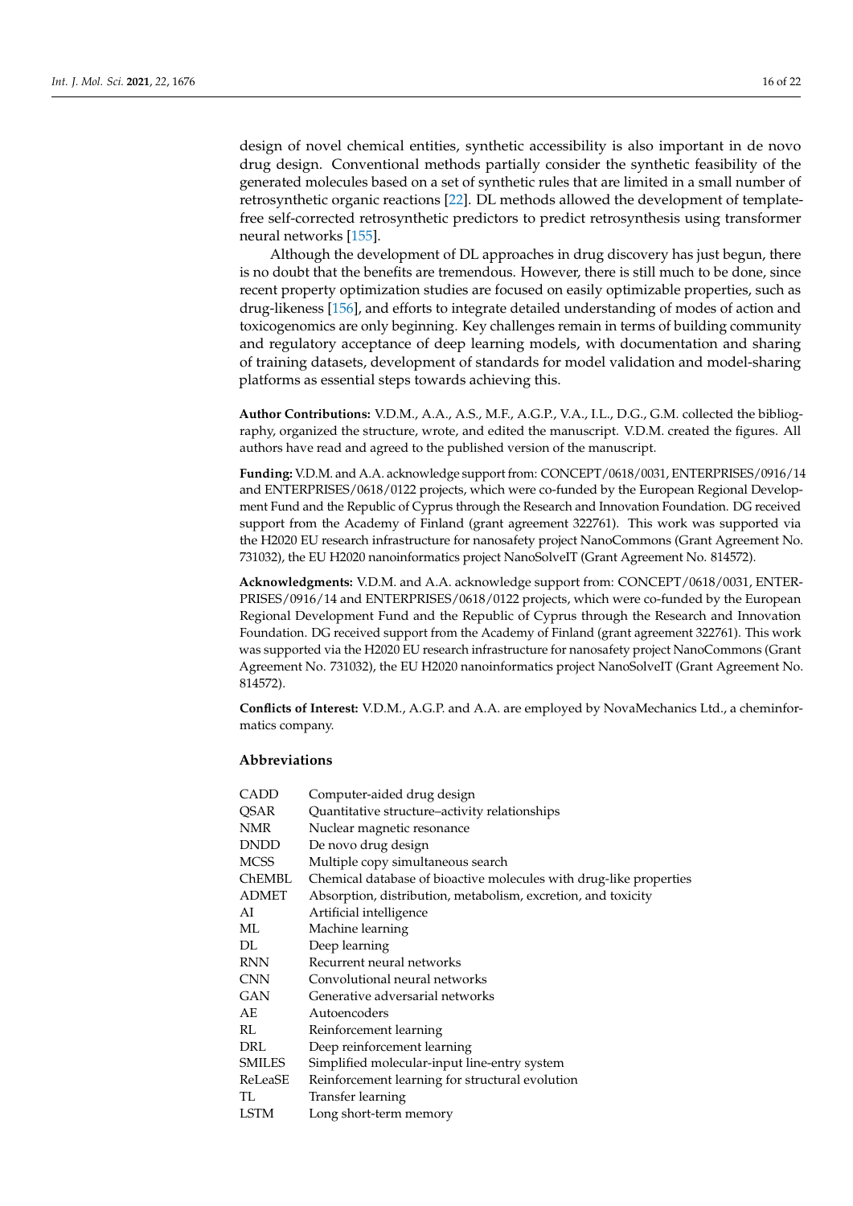design of novel chemical entities, synthetic accessibility is also important in de novo drug design. Conventional methods partially consider the synthetic feasibility of the generated molecules based on a set of synthetic rules that are limited in a small number of retrosynthetic organic reactions [22]. DL methods allowed the development of template-free self-corrected retrosynthetic predictors to predict retrosynthesis using transformer neural networks [155].

Although the development of DL approaches in drug discovery has just begun, there is no doubt that the benefits are tremendous. However, there is still much to be done, since recent property optimization studies are focused on easily optimizable properties, such as drug-likeness [156], and efforts to integrate detailed understanding of modes of action and toxicogenomics are only beginning. Key challenges remain in terms of building community and regulatory acceptance of deep learning models, with documentation and sharing of training datasets, development of standards for model validation and model-sharing platforms as essential steps towards achieving this.

**Author Contributions:** V.D.M., A.A., A.S., M.F., A.G.P., V.A., I.L., D.G., G.M. collected the bibliography, organized the structure, wrote, and edited the manuscript. V.D.M. created the figures. All authors have read and agreed to the published version of the manuscript.

**Funding:** V.D.M. and A.A. acknowledge support from: CONCEPT/0618/0031, ENTERPRISES/0916/14 and ENTERPRISES/0618/0122 projects, which were co-funded by the European Regional Development Fund and the Republic of Cyprus through the Research and Innovation Foundation. DG received support from the Academy of Finland (grant agreement 322761). This work was supported via the H2020 EU research infrastructure for nanosafety project NanoCommons (Grant Agreement No. 731032), the EU H2020 nanoinformatics project NanoSolveIT (Grant Agreement No. 814572).

**Acknowledgments:** V.D.M. and A.A. acknowledge support from: CONCEPT/0618/0031, ENTERPRISES/0916/14 and ENTERPRISES/0618/0122 projects, which were co-funded by the European Regional Development Fund and the Republic of Cyprus through the Research and Innovation Foundation. DG received support from the Academy of Finland (grant agreement 322761). This work was supported via the H2020 EU research infrastructure for nanosafety project NanoCommons (Grant Agreement No. 731032), the EU H2020 nanoinformatics project NanoSolveIT (Grant Agreement No. 814572).

**Conflicts of Interest:** V.D.M., A.G.P. and A.A. are employed by NovaMechanics Ltd., a cheminformatics company.

## Abbreviations

| | |
|---|---|
| CADD | Computer-aided drug design |
| QSAR | Quantitative structure–activity relationships |
| NMR | Nuclear magnetic resonance |
| DNDD | De novo drug design |
| MCSS | Multiple copy simultaneous search |
| ChEMBL | Chemical database of bioactive molecules with drug-like properties |
| ADMET | Absorption, distribution, metabolism, excretion, and toxicity |
| AI | Artificial intelligence |
| ML | Machine learning |
| DL | Deep learning |
| RNN | Recurrent neural networks |
| CNN | Convolutional neural networks |
| GAN | Generative adversarial networks |
| AE | Autoencoders |
| RL | Reinforcement learning |
| DRL | Deep reinforcement learning |
| SMILES | Simplified molecular-input line-entry system |
| ReLeaSE | Reinforcement learning for structural evolution |
| TL | Transfer learning |
| LSTM | Long short-term memory |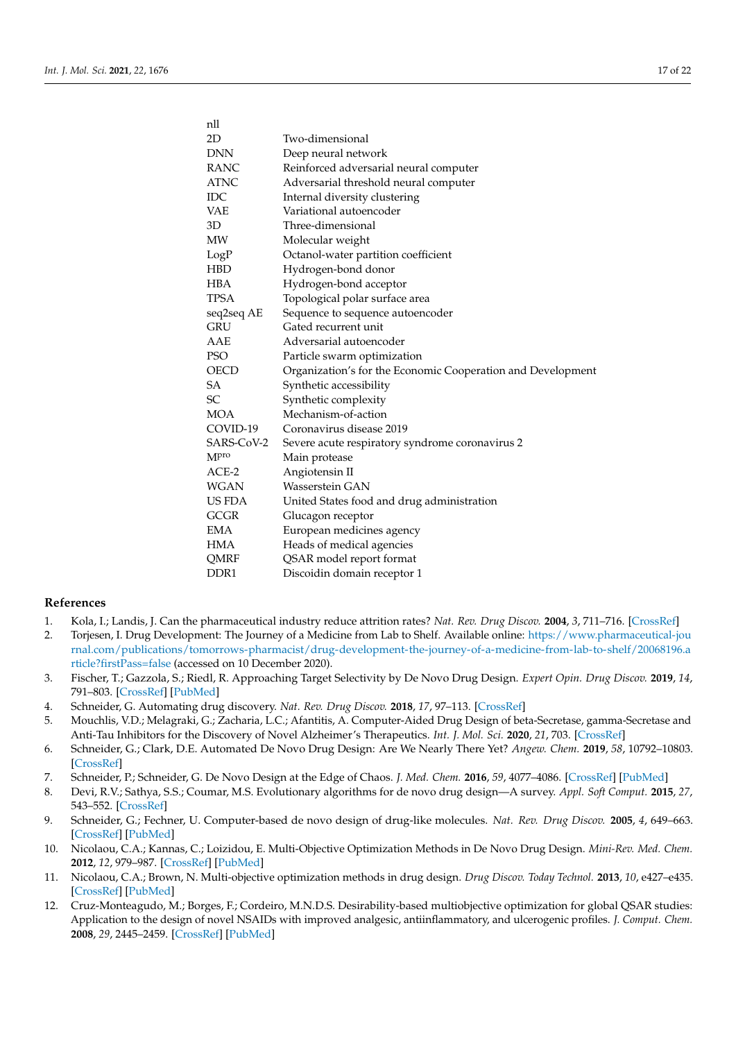| nll | |
|---|---|
| 2D | Two-dimensional |
| DNN | Deep neural network |
| RANC | Reinforced adversarial neural computer |
| ATNC | Adversarial threshold neural computer |
| IDC | Internal diversity clustering |
| VAE | Variational autoencoder |
| 3D | Three-dimensional |
| MW | Molecular weight |
| LogP | Octanol-water partition coefficient |
| HBD | Hydrogen-bond donor |
| HBA | Hydrogen-bond acceptor |
| TPSA | Topological polar surface area |
| seq2seq AE | Sequence to sequence autoencoder |
| GRU | Gated recurrent unit |
| AAE | Adversarial autoencoder |
| PSO | Particle swarm optimization |
| OECD | Organization's for the Economic Cooperation and Development |
| SA | Synthetic accessibility |
| SC | Synthetic complexity |
| MOA | Mechanism-of-action |
| COVID-19 | Coronavirus disease 2019 |
| SARS-CoV-2 | Severe acute respiratory syndrome coronavirus 2 |
| $M^{pro}$ | Main protease |
| ACE-2 | Angiotensin II |
| WGAN | Wasserstein GAN |
| US FDA | United States food and drug administration |
| GCGR | Glucagon receptor |
| EMA | European medicines agency |
| HMA | Heads of medical agencies |
| QMRF | QSAR model report format |
| DDR1 | Discoidin domain receptor 1 |

## References

1. Kola, I.; Landis, J. Can the pharmaceutical industry reduce attrition rates? *Nat. Rev. Drug Discov.* **2004**, *3*, 711–716. [CrossRef]
2. Torjesen, I. Drug Development: The Journey of a Medicine from Lab to Shelf. Available online: https://www.pharmaceutical-journal.com/publications/tomorrows-pharmacist/drug-development-the-journey-of-a-medicine-from-lab-to-shelf/20068196.article?firstPass=false (accessed on 10 December 2020).
3. Fischer, T.; Gazzola, S.; Riedl, R. Approaching Target Selectivity by De Novo Drug Design. *Expert Opin. Drug Discov.* **2019**, *14*, 791–803. [CrossRef] [PubMed]
4. Schneider, G. Automating drug discovery. *Nat. Rev. Drug Discov.* **2018**, *17*, 97–113. [CrossRef]
5. Mouchlis, V.D.; Melagraki, G.; Zacharia, L.C.; Afantitis, A. Computer-Aided Drug Design of beta-Secretase, gamma-Secretase and Anti-Tau Inhibitors for the Discovery of Novel Alzheimer's Therapeutics. *Int. J. Mol. Sci.* **2020**, *21*, 703. [CrossRef]
6. Schneider, G.; Clark, D.E. Automated De Novo Drug Design: Are We Nearly There Yet? *Angew. Chem.* **2019**, *58*, 10792–10803. [CrossRef]
7. Schneider, P.; Schneider, G. De Novo Design at the Edge of Chaos. *J. Med. Chem.* **2016**, *59*, 4077–4086. [CrossRef] [PubMed]
8. Devi, R.V.; Sathya, S.S.; Coumar, M.S. Evolutionary algorithms for de novo drug design—A survey. *Appl. Soft Comput.* **2015**, *27*, 543–552. [CrossRef]
9. Schneider, G.; Fechner, U. Computer-based de novo design of drug-like molecules. *Nat. Rev. Drug Discov.* **2005**, *4*, 649–663. [CrossRef] [PubMed]
10. Nicolaou, C.A.; Kannas, C.; Loizidou, E. Multi-Objective Optimization Methods in De Novo Drug Design. *Mini-Rev. Med. Chem.* **2012**, *12*, 979–987. [CrossRef] [PubMed]
11. Nicolaou, C.A.; Brown, N. Multi-objective optimization methods in drug design. *Drug Discov. Today Technol.* **2013**, *10*, e427–e435. [CrossRef] [PubMed]
12. Cruz-Monteagudo, M.; Borges, F.; Cordeiro, M.N.D.S. Desirability-based multiobjective optimization for global QSAR studies: Application to the design of novel NSAIDs with improved analgesic, antiinflammatory, and ulcerogenic profiles. *J. Comput. Chem.* **2008**, *29*, 2445–2459. [CrossRef] [PubMed]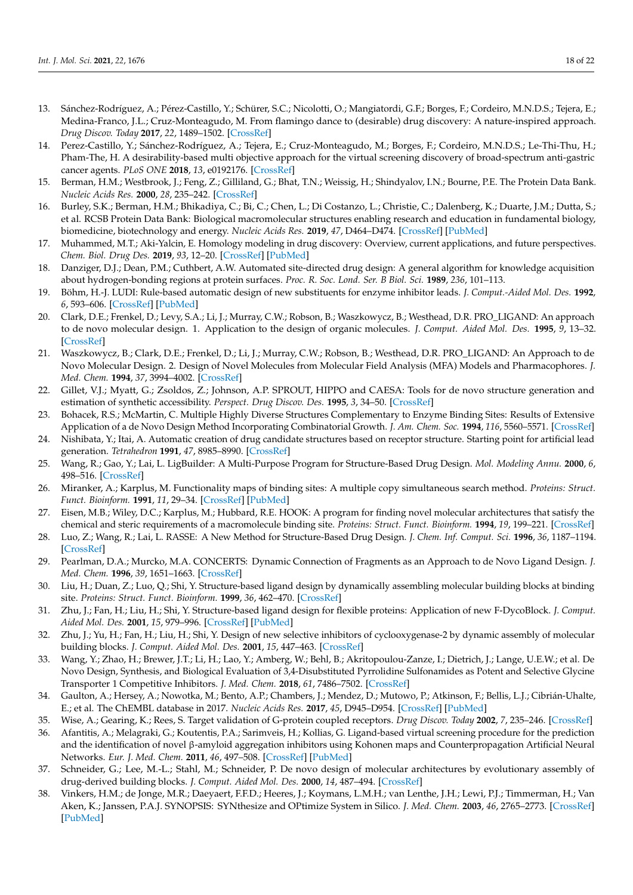13. Sánchez-Rodríguez, A.; Pérez-Castillo, Y.; Schürer, S.C.; Nicolotti, O.; Mangiatordi, G.F.; Borges, F.; Cordeiro, M.N.D.S.; Tejera, E.; Medina-Franco, J.L.; Cruz-Monteagudo, M. From flamingo dance to (desirable) drug discovery: A nature-inspired approach. *Drug Discov. Today* **2017**, *22*, 1489–1502. [CrossRef]
14. Perez-Castillo, Y.; Sánchez-Rodríguez, A.; Tejera, E.; Cruz-Monteagudo, M.; Borges, F.; Cordeiro, M.N.D.S.; Le-Thi-Thu, H.; Pham-The, H. A desirability-based multi objective approach for the virtual screening discovery of broad-spectrum anti-gastric cancer agents. *PLoS ONE* **2018**, *13*, e0192176. [CrossRef]
15. Berman, H.M.; Westbrook, J.; Feng, Z.; Gilliland, G.; Bhat, T.N.; Weissig, H.; Shindyalov, I.N.; Bourne, P.E. The Protein Data Bank. *Nucleic Acids Res.* **2000**, *28*, 235–242. [CrossRef]
16. Burley, S.K.; Berman, H.M.; Bhikadiya, C.; Bi, C.; Chen, L.; Di Costanzo, L.; Christie, C.; Dalenberg, K.; Duarte, J.M.; Dutta, S.; et al. RCSB Protein Data Bank: Biological macromolecular structures enabling research and education in fundamental biology, biomedicine, biotechnology and energy. *Nucleic Acids Res.* **2019**, *47*, D464–D474. [CrossRef] [PubMed]
17. Muhammed, M.T.; Aki-Yalcin, E. Homology modeling in drug discovery: Overview, current applications, and future perspectives. *Chem. Biol. Drug Des.* **2019**, *93*, 12–20. [CrossRef] [PubMed]
18. Danziger, D.J.; Dean, P.M.; Cuthbert, A.W. Automated site-directed drug design: A general algorithm for knowledge acquisition about hydrogen-bonding regions at protein surfaces. *Proc. R. Soc. Lond. Ser. B Biol. Sci.* **1989**, *236*, 101–113.
19. Böhm, H.-J. LUDI: Rule-based automatic design of new substituents for enzyme inhibitor leads. *J. Comput.-Aided Mol. Des.* **1992**, *6*, 593–606. [CrossRef] [PubMed]
20. Clark, D.E.; Frenkel, D.; Levy, S.A.; Li, J.; Murray, C.W.; Robson, B.; Waszkowycz, B.; Westhead, D.R. PRO_LIGAND: An approach to de novo molecular design. 1. Application to the design of organic molecules. *J. Comput. Aided Mol. Des.* **1995**, *9*, 13–32. [CrossRef]
21. Waszkowycz, B.; Clark, D.E.; Frenkel, D.; Li, J.; Murray, C.W.; Robson, B.; Westhead, D.R. PRO_LIGAND: An Approach to de Novo Molecular Design. 2. Design of Novel Molecules from Molecular Field Analysis (MFA) Models and Pharmacophores. *J. Med. Chem.* **1994**, *37*, 3994–4002. [CrossRef]
22. Gillet, V.J.; Myatt, G.; Zsoldos, Z.; Johnson, A.P. SPROUT, HIPPO and CAESA: Tools for de novo structure generation and estimation of synthetic accessibility. *Perspect. Drug Discov. Des.* **1995**, *3*, 34–50. [CrossRef]
23. Bohacek, R.S.; McMartin, C. Multiple Highly Diverse Structures Complementary to Enzyme Binding Sites: Results of Extensive Application of a de Novo Design Method Incorporating Combinatorial Growth. *J. Am. Chem. Soc.* **1994**, *116*, 5560–5571. [CrossRef]
24. Nishibata, Y.; Itai, A. Automatic creation of drug candidate structures based on receptor structure. Starting point for artificial lead generation. *Tetrahedron* **1991**, *47*, 8985–8990. [CrossRef]
25. Wang, R.; Gao, Y.; Lai, L. LigBuilder: A Multi-Purpose Program for Structure-Based Drug Design. *Mol. Modeling Annu.* **2000**, *6*, 498–516. [CrossRef]
26. Miranker, A.; Karplus, M. Functionality maps of binding sites: A multiple copy simultaneous search method. *Proteins: Struct. Funct. Bioinform.* **1991**, *11*, 29–34. [CrossRef] [PubMed]
27. Eisen, M.B.; Wiley, D.C.; Karplus, M.; Hubbard, R.E. HOOK: A program for finding novel molecular architectures that satisfy the chemical and steric requirements of a macromolecule binding site. *Proteins: Struct. Funct. Bioinform.* **1994**, *19*, 199–221. [CrossRef]
28. Luo, Z.; Wang, R.; Lai, L. RASSE: A New Method for Structure-Based Drug Design. *J. Chem. Inf. Comput. Sci.* **1996**, *36*, 1187–1194. [CrossRef]
29. Pearlman, D.A.; Murcko, M.A. CONCERTS: Dynamic Connection of Fragments as an Approach to de Novo Ligand Design. *J. Med. Chem.* **1996**, *39*, 1651–1663. [CrossRef]
30. Liu, H.; Duan, Z.; Luo, Q.; Shi, Y. Structure-based ligand design by dynamically assembling molecular building blocks at binding site. *Proteins: Struct. Funct. Bioinform.* **1999**, *36*, 462–470. [CrossRef]
31. Zhu, J.; Fan, H.; Liu, H.; Shi, Y. Structure-based ligand design for flexible proteins: Application of new F-DycoBlock. *J. Comput. Aided Mol. Des.* **2001**, *15*, 979–996. [CrossRef] [PubMed]
32. Zhu, J.; Yu, H.; Fan, H.; Liu, H.; Shi, Y. Design of new selective inhibitors of cyclooxygenase-2 by dynamic assembly of molecular building blocks. *J. Comput. Aided Mol. Des.* **2001**, *15*, 447–463. [CrossRef]
33. Wang, Y.; Zhao, H.; Brewer, J.T.; Li, H.; Lao, Y.; Amberg, W.; Behl, B.; Akritopoulou-Zanze, I.; Dietrich, J.; Lange, U.E.W.; et al. De Novo Design, Synthesis, and Biological Evaluation of 3,4-Disubstituted Pyrrolidine Sulfonamides as Potent and Selective Glycine Transporter 1 Competitive Inhibitors. *J. Med. Chem.* **2018**, *61*, 7486–7502. [CrossRef]
34. Gaulton, A.; Hersey, A.; Nowotka, M.; Bento, A.P.; Chambers, J.; Mendez, D.; Mutowo, P.; Atkinson, F.; Bellis, L.J.; Cibrián-Uhalte, E.; et al. The ChEMBL database in 2017. *Nucleic Acids Res.* **2017**, *45*, D945–D954. [CrossRef] [PubMed]
35. Wise, A.; Gearing, K.; Rees, S. Target validation of G-protein coupled receptors. *Drug Discov. Today* **2002**, *7*, 235–246. [CrossRef]
36. Afantitis, A.; Melagraki, G.; Koutentis, P.A.; Sarimveis, H.; Kollias, G. Ligand-based virtual screening procedure for the prediction and the identification of novel β-amyloid aggregation inhibitors using Kohonen maps and Counterpropagation Artificial Neural Networks. *Eur. J. Med. Chem.* **2011**, *46*, 497–508. [CrossRef] [PubMed]
37. Schneider, G.; Lee, M.-L.; Stahl, M.; Schneider, P. De novo design of molecular architectures by evolutionary assembly of drug-derived building blocks. *J. Comput. Aided Mol. Des.* **2000**, *14*, 487–494. [CrossRef]
38. Vinkers, H.M.; de Jonge, M.R.; Daeyaert, F.F.D.; Heeres, J.; Koymans, L.M.H.; van Lenthe, J.H.; Lewi, P.J.; Timmerman, H.; Van Aken, K.; Janssen, P.A.J. SYNOPSIS: SYNthesize and OPtimize System in Silico. *J. Med. Chem.* **2003**, *46*, 2765–2773. [CrossRef] [PubMed]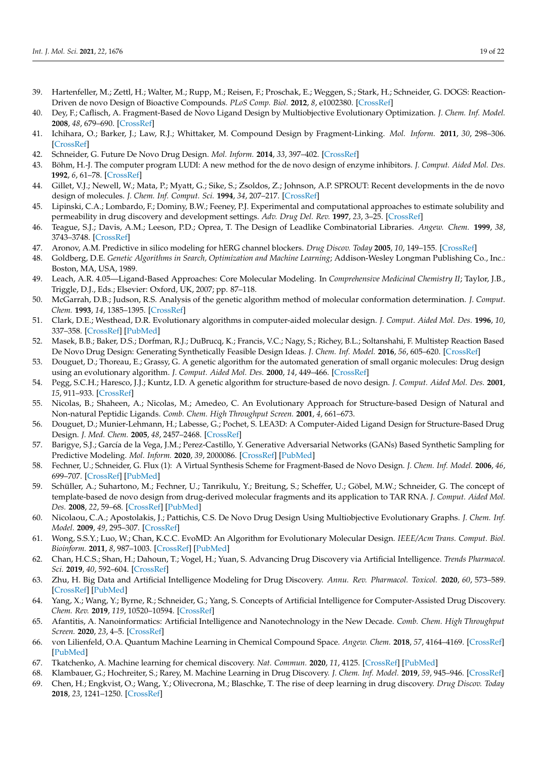39. Hartenfeller, M.; Zettl, H.; Walter, M.; Rupp, M.; Reisen, F.; Proschak, E.; Weggen, S.; Stark, H.; Schneider, G. DOGS: Reaction-Driven de novo Design of Bioactive Compounds. *PLoS Comp. Biol.* **2012**, *8*, e1002380. [CrossRef]
40. Dey, F.; Caflisch, A. Fragment-Based de Novo Ligand Design by Multiobjective Evolutionary Optimization. *J. Chem. Inf. Model.* **2008**, *48*, 679–690. [CrossRef]
41. Ichihara, O.; Barker, J.; Law, R.J.; Whittaker, M. Compound Design by Fragment-Linking. *Mol. Inform.* **2011**, *30*, 298–306. [CrossRef]
42. Schneider, G. Future De Novo Drug Design. *Mol. Inform.* **2014**, *33*, 397–402. [CrossRef]
43. Böhm, H.-J. The computer program LUDI: A new method for the de novo design of enzyme inhibitors. *J. Comput. Aided Mol. Des.* **1992**, *6*, 61–78. [CrossRef]
44. Gillet, V.J.; Newell, W.; Mata, P.; Myatt, G.; Sike, S.; Zsoldos, Z.; Johnson, A.P. SPROUT: Recent developments in the de novo design of molecules. *J. Chem. Inf. Comput. Sci.* **1994**, *34*, 207–217. [CrossRef]
45. Lipinski, C.A.; Lombardo, F.; Dominy, B.W.; Feeney, P.J. Experimental and computational approaches to estimate solubility and permeability in drug discovery and development settings. *Adv. Drug Del. Rev.* **1997**, *23*, 3–25. [CrossRef]
46. Teague, S.J.; Davis, A.M.; Leeson, P.D.; Oprea, T. The Design of Leadlike Combinatorial Libraries. *Angew. Chem.* **1999**, *38*, 3743–3748. [CrossRef]
47. Aronov, A.M. Predictive in silico modeling for hERG channel blockers. *Drug Discov. Today* **2005**, *10*, 149–155. [CrossRef]
48. Goldberg, D.E. *Genetic Algorithms in Search, Optimization and Machine Learning*; Addison-Wesley Longman Publishing Co., Inc.: Boston, MA, USA, 1989.
49. Leach, A.R. 4.05—Ligand-Based Approaches: Core Molecular Modeling. In *Comprehensive Medicinal Chemistry II*; Taylor, J.B., Triggle, D.J., Eds.; Elsevier: Oxford, UK, 2007; pp. 87–118.
50. McGarrah, D.B.; Judson, R.S. Analysis of the genetic algorithm method of molecular conformation determination. *J. Comput. Chem.* **1993**, *14*, 1385–1395. [CrossRef]
51. Clark, D.E.; Westhead, D.R. Evolutionary algorithms in computer-aided molecular design. *J. Comput. Aided Mol. Des.* **1996**, *10*, 337–358. [CrossRef] [PubMed]
52. Masek, B.B.; Baker, D.S.; Dorfman, R.J.; DuBrucq, K.; Francis, V.C.; Nagy, S.; Richey, B.L.; Soltanshahi, F. Multistep Reaction Based De Novo Drug Design: Generating Synthetically Feasible Design Ideas. *J. Chem. Inf. Model.* **2016**, *56*, 605–620. [CrossRef]
53. Douguet, D.; Thoreau, E.; Grassy, G. A genetic algorithm for the automated generation of small organic molecules: Drug design using an evolutionary algorithm. *J. Comput. Aided Mol. Des.* **2000**, *14*, 449–466. [CrossRef]
54. Pegg, S.C.H.; Haresco, J.J.; Kuntz, I.D. A genetic algorithm for structure-based de novo design. *J. Comput. Aided Mol. Des.* **2001**, *15*, 911–933. [CrossRef]
55. Nicolas, B.; Shaheen, A.; Nicolas, M.; Amedeo, C. An Evolutionary Approach for Structure-based Design of Natural and Non-natural Peptidic Ligands. *Comb. Chem. High Throughput Screen.* **2001**, *4*, 661–673.
56. Douguet, D.; Munier-Lehmann, H.; Labesse, G.; Pochet, S. LEA3D: A Computer-Aided Ligand Design for Structure-Based Drug Design. *J. Med. Chem.* **2005**, *48*, 2457–2468. [CrossRef]
57. Barigye, S.J.; García de la Vega, J.M.; Perez-Castillo, Y. Generative Adversarial Networks (GANs) Based Synthetic Sampling for Predictive Modeling. *Mol. Inform.* **2020**, *39*, 2000086. [CrossRef] [PubMed]
58. Fechner, U.; Schneider, G. Flux (1): A Virtual Synthesis Scheme for Fragment-Based de Novo Design. *J. Chem. Inf. Model.* **2006**, *46*, 699–707. [CrossRef] [PubMed]
59. Schüller, A.; Suhartono, M.; Fechner, U.; Tanrikulu, Y.; Breitung, S.; Scheffer, U.; Göbel, M.W.; Schneider, G. The concept of template-based de novo design from drug-derived molecular fragments and its application to TAR RNA. *J. Comput. Aided Mol. Des.* **2008**, *22*, 59–68. [CrossRef] [PubMed]
60. Nicolaou, C.A.; Apostolakis, J.; Pattichis, C.S. De Novo Drug Design Using Multiobjective Evolutionary Graphs. *J. Chem. Inf. Model.* **2009**, *49*, 295–307. [CrossRef]
61. Wong, S.S.Y.; Luo, W.; Chan, K.C.C. EvoMD: An Algorithm for Evolutionary Molecular Design. *IEEE/Acm Trans. Comput. Biol. Bioinform.* **2011**, *8*, 987–1003. [CrossRef] [PubMed]
62. Chan, H.C.S.; Shan, H.; Dahoun, T.; Vogel, H.; Yuan, S. Advancing Drug Discovery via Artificial Intelligence. *Trends Pharmacol. Sci.* **2019**, *40*, 592–604. [CrossRef]
63. Zhu, H. Big Data and Artificial Intelligence Modeling for Drug Discovery. *Annu. Rev. Pharmacol. Toxicol.* **2020**, *60*, 573–589. [CrossRef] [PubMed]
64. Yang, X.; Wang, Y.; Byrne, R.; Schneider, G.; Yang, S. Concepts of Artificial Intelligence for Computer-Assisted Drug Discovery. *Chem. Rev.* **2019**, *119*, 10520–10594. [CrossRef]
65. Afantitis, A. Nanoinformatics: Artificial Intelligence and Nanotechnology in the New Decade. *Comb. Chem. High Throughput Screen.* **2020**, *23*, 4–5. [CrossRef]
66. von Lilienfeld, O.A. Quantum Machine Learning in Chemical Compound Space. *Angew. Chem.* **2018**, *57*, 4164–4169. [CrossRef] [PubMed]
67. Tkatchenko, A. Machine learning for chemical discovery. *Nat. Commun.* **2020**, *11*, 4125. [CrossRef] [PubMed]
68. Klambauer, G.; Hochreiter, S.; Rarey, M. Machine Learning in Drug Discovery. *J. Chem. Inf. Model.* **2019**, *59*, 945–946. [CrossRef]
69. Chen, H.; Engkvist, O.; Wang, Y.; Olivecrona, M.; Blaschke, T. The rise of deep learning in drug discovery. *Drug Discov. Today* **2018**, *23*, 1241–1250. [CrossRef]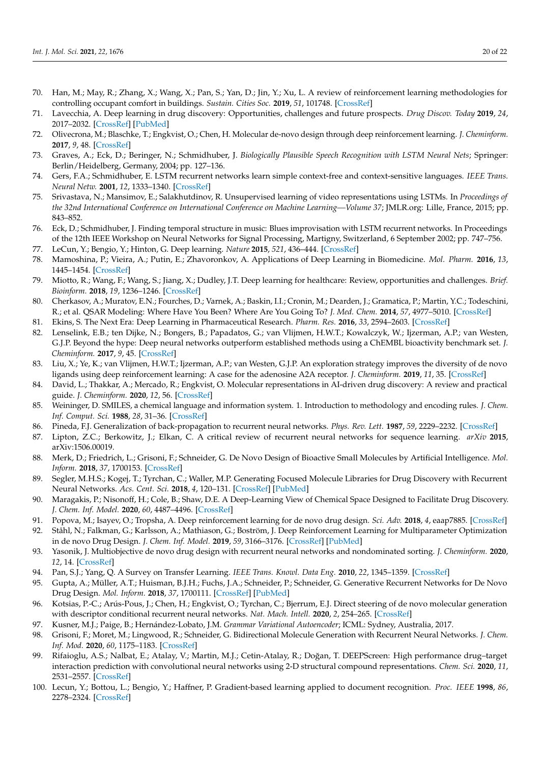70. Han, M.; May, R.; Zhang, X.; Wang, X.; Pan, S.; Yan, D.; Jin, Y.; Xu, L. A review of reinforcement learning methodologies for controlling occupant comfort in buildings. *Sustain. Cities Soc.* **2019**, *51*, 101748. [CrossRef]
71. Lavecchia, A. Deep learning in drug discovery: Opportunities, challenges and future prospects. *Drug Discov. Today* **2019**, *24*, 2017–2032. [CrossRef] [PubMed]
72. Olivecrona, M.; Blaschke, T.; Engkvist, O.; Chen, H. Molecular de-novo design through deep reinforcement learning. *J. Cheminform.* **2017**, *9*, 48. [CrossRef]
73. Graves, A.; Eck, D.; Beringer, N.; Schmidhuber, J. *Biologically Plausible Speech Recognition with LSTM Neural Nets*; Springer: Berlin/Heidelberg, Germany, 2004; pp. 127–136.
74. Gers, F.A.; Schmidhuber, E. LSTM recurrent networks learn simple context-free and context-sensitive languages. *IEEE Trans. Neural Netw.* **2001**, *12*, 1333–1340. [CrossRef]
75. Srivastava, N.; Mansimov, E.; Salakhutdinov, R. Unsupervised learning of video representations using LSTMs. In *Proceedings of the 32nd International Conference on International Conference on Machine Learning—Volume 37*; JMLR.org: Lille, France, 2015; pp. 843–852.
76. Eck, D.; Schmidhuber, J. Finding temporal structure in music: Blues improvisation with LSTM recurrent networks. In Proceedings of the 12th IEEE Workshop on Neural Networks for Signal Processing, Martigny, Switzerland, 6 September 2002; pp. 747–756.
77. LeCun, Y.; Bengio, Y.; Hinton, G. Deep learning. *Nature* **2015**, *521*, 436–444. [CrossRef]
78. Mamoshina, P.; Vieira, A.; Putin, E.; Zhavoronkov, A. Applications of Deep Learning in Biomedicine. *Mol. Pharm.* **2016**, *13*, 1445–1454. [CrossRef]
79. Miotto, R.; Wang, F.; Wang, S.; Jiang, X.; Dudley, J.T. Deep learning for healthcare: Review, opportunities and challenges. *Brief. Bioinform.* **2018**, *19*, 1236–1246. [CrossRef]
80. Cherkasov, A.; Muratov, E.N.; Fourches, D.; Varnek, A.; Baskin, I.I.; Cronin, M.; Dearden, J.; Gramatica, P.; Martin, Y.C.; Todeschini, R.; et al. QSAR Modeling: Where Have You Been? Where Are You Going To? *J. Med. Chem.* **2014**, *57*, 4977–5010. [CrossRef]
81. Ekins, S. The Next Era: Deep Learning in Pharmaceutical Research. *Pharm. Res.* **2016**, *33*, 2594–2603. [CrossRef]
82. Lenselink, E.B.; ten Dijke, N.; Bongers, B.; Papadatos, G.; van Vlijmen, H.W.T.; Kowalczyk, W.; Ijzerman, A.P.; van Westen, G.J.P. Beyond the hype: Deep neural networks outperform established methods using a ChEMBL bioactivity benchmark set. *J. Cheminform.* **2017**, *9*, 45. [CrossRef]
83. Liu, X.; Ye, K.; van Vlijmen, H.W.T.; Ijzerman, A.P.; van Westen, G.J.P. An exploration strategy improves the diversity of de novo ligands using deep reinforcement learning: A case for the adenosine A2A receptor. *J. Cheminform.* **2019**, *11*, 35. [CrossRef]
84. David, L.; Thakkar, A.; Mercado, R.; Engkvist, O. Molecular representations in AI-driven drug discovery: A review and practical guide. *J. Cheminform.* **2020**, *12*, 56. [CrossRef]
85. Weininger, D. SMILES, a chemical language and information system. 1. Introduction to methodology and encoding rules. *J. Chem. Inf. Comput. Sci.* **1988**, *28*, 31–36. [CrossRef]
86. Pineda, F.J. Generalization of back-propagation to recurrent neural networks. *Phys. Rev. Lett.* **1987**, *59*, 2229–2232. [CrossRef]
87. Lipton, Z.C.; Berkowitz, J.; Elkan, C. A critical review of recurrent neural networks for sequence learning. *arXiv* **2015**, arXiv:1506.00019.
88. Merk, D.; Friedrich, L.; Grisoni, F.; Schneider, G. De Novo Design of Bioactive Small Molecules by Artificial Intelligence. *Mol. Inform.* **2018**, *37*, 1700153. [CrossRef]
89. Segler, M.H.S.; Kogej, T.; Tyrchan, C.; Waller, M.P. Generating Focused Molecule Libraries for Drug Discovery with Recurrent Neural Networks. *Acs. Cent. Sci.* **2018**, *4*, 120–131. [CrossRef] [PubMed]
90. Maragakis, P.; Nisonoff, H.; Cole, B.; Shaw, D.E. A Deep-Learning View of Chemical Space Designed to Facilitate Drug Discovery. *J. Chem. Inf. Model.* **2020**, *60*, 4487–4496. [CrossRef]
91. Popova, M.; Isayev, O.; Tropsha, A. Deep reinforcement learning for de novo drug design. *Sci. Adv.* **2018**, *4*, eaap7885. [CrossRef]
92. Ståhl, N.; Falkman, G.; Karlsson, A.; Mathiason, G.; Boström, J. Deep Reinforcement Learning for Multiparameter Optimization in de novo Drug Design. *J. Chem. Inf. Model.* **2019**, *59*, 3166–3176. [CrossRef] [PubMed]
93. Yasonik, J. Multiobjective de novo drug design with recurrent neural networks and nondominated sorting. *J. Cheminform.* **2020**, *12*, 14. [CrossRef]
94. Pan, S.J.; Yang, Q. A Survey on Transfer Learning. *IEEE Trans. Knowl. Data Eng.* **2010**, *22*, 1345–1359. [CrossRef]
95. Gupta, A.; Müller, A.T.; Huisman, B.J.H.; Fuchs, J.A.; Schneider, P.; Schneider, G. Generative Recurrent Networks for De Novo Drug Design. *Mol. Inform.* **2018**, *37*, 1700111. [CrossRef] [PubMed]
96. Kotsias, P.-C.; Arús-Pous, J.; Chen, H.; Engkvist, O.; Tyrchan, C.; Bjerrum, E.J. Direct steering of de novo molecular generation with descriptor conditional recurrent neural networks. *Nat. Mach. Intell.* **2020**, *2*, 254–265. [CrossRef]
97. Kusner, M.J.; Paige, B.; Hernández-Lobato, J.M. *Grammar Variational Autoencoder*; ICML: Sydney, Australia, 2017.
98. Grisoni, F.; Moret, M.; Lingwood, R.; Schneider, G. Bidirectional Molecule Generation with Recurrent Neural Networks. *J. Chem. Inf. Mod.* **2020**, *60*, 1175–1183. [CrossRef]
99. Rifaioglu, A.S.; Nalbat, E.; Atalay, V.; Martin, M.J.; Cetin-Atalay, R.; Doğan, T. DEEPScreen: High performance drug–target interaction prediction with convolutional neural networks using 2-D structural compound representations. *Chem. Sci.* **2020**, *11*, 2531–2557. [CrossRef]
100. Lecun, Y.; Bottou, L.; Bengio, Y.; Haffner, P. Gradient-based learning applied to document recognition. *Proc. IEEE* **1998**, *86*, 2278–2324. [CrossRef]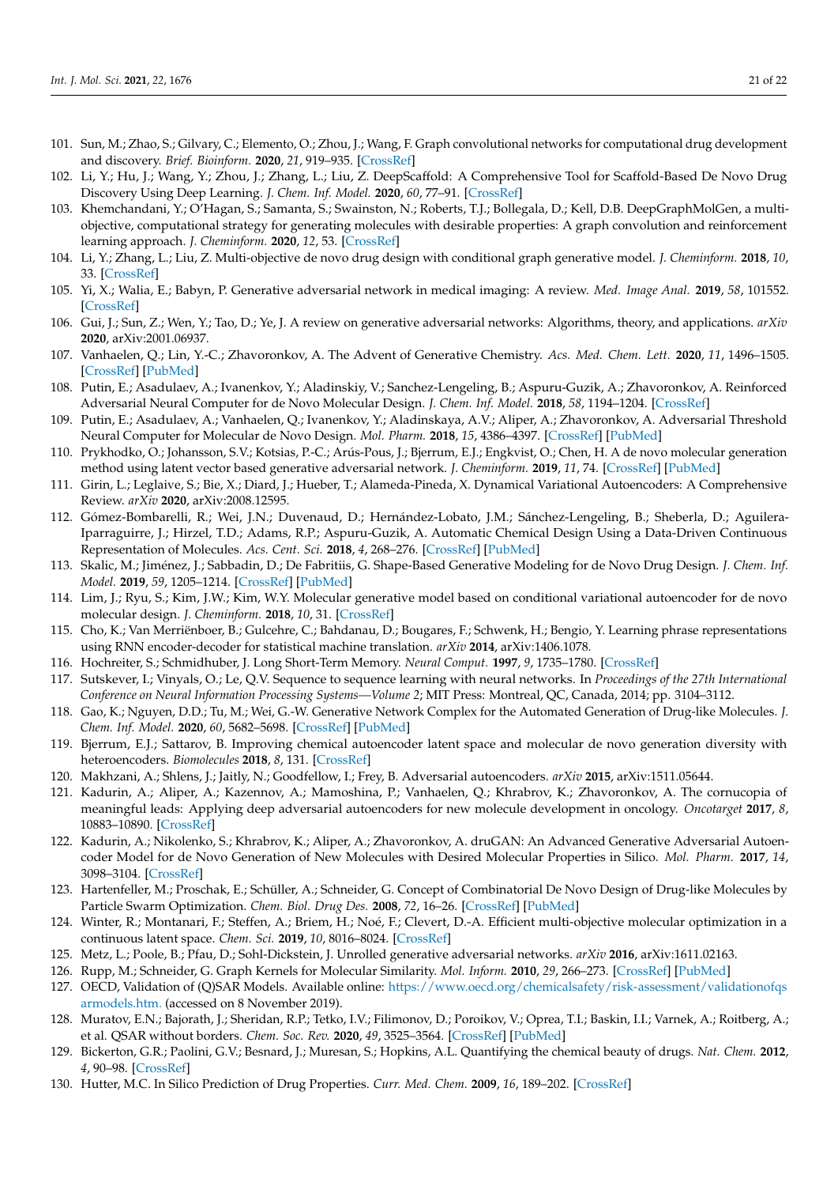101. Sun, M.; Zhao, S.; Gilvary, C.; Elemento, O.; Zhou, J.; Wang, F. Graph convolutional networks for computational drug development and discovery. *Brief. Bioinform.* **2020**, *21*, 919–935. [CrossRef]
102. Li, Y.; Hu, J.; Wang, Y.; Zhou, J.; Zhang, L.; Liu, Z. DeepScaffold: A Comprehensive Tool for Scaffold-Based De Novo Drug Discovery Using Deep Learning. *J. Chem. Inf. Model.* **2020**, *60*, 77–91. [CrossRef]
103. Khemchandani, Y.; O'Hagan, S.; Samanta, S.; Swainston, N.; Roberts, T.J.; Bollegala, D.; Kell, D.B. DeepGraphMolGen, a multi-objective, computational strategy for generating molecules with desirable properties: A graph convolution and reinforcement learning approach. *J. Cheminform.* **2020**, *12*, 53. [CrossRef]
104. Li, Y.; Zhang, L.; Liu, Z. Multi-objective de novo drug design with conditional graph generative model. *J. Cheminform.* **2018**, *10*, 33. [CrossRef]
105. Yi, X.; Walia, E.; Babyn, P. Generative adversarial network in medical imaging: A review. *Med. Image Anal.* **2019**, *58*, 101552. [CrossRef]
106. Gui, J.; Sun, Z.; Wen, Y.; Tao, D.; Ye, J. A review on generative adversarial networks: Algorithms, theory, and applications. *arXiv* **2020**, arXiv:2001.06937.
107. Vanhaelen, Q.; Lin, Y.-C.; Zhavoronkov, A. The Advent of Generative Chemistry. *Acs. Med. Chem. Lett.* **2020**, *11*, 1496–1505. [CrossRef] [PubMed]
108. Putin, E.; Asadulaev, A.; Ivanenkov, Y.; Aladinskiy, V.; Sanchez-Lengeling, B.; Aspuru-Guzik, A.; Zhavoronkov, A. Reinforced Adversarial Neural Computer for de Novo Molecular Design. *J. Chem. Inf. Model.* **2018**, *58*, 1194–1204. [CrossRef]
109. Putin, E.; Asadulaev, A.; Vanhaelen, Q.; Ivanenkov, Y.; Aladinskaya, A.V.; Aliper, A.; Zhavoronkov, A. Adversarial Threshold Neural Computer for Molecular de Novo Design. *Mol. Pharm.* **2018**, *15*, 4386–4397. [CrossRef] [PubMed]
110. Prykhodko, O.; Johansson, S.V.; Kotsias, P.-C.; Arús-Pous, J.; Bjerrum, E.J.; Engkvist, O.; Chen, H. A de novo molecular generation method using latent vector based generative adversarial network. *J. Cheminform.* **2019**, *11*, 74. [CrossRef] [PubMed]
111. Girin, L.; Leglaive, S.; Bie, X.; Diard, J.; Hueber, T.; Alameda-Pineda, X. Dynamical Variational Autoencoders: A Comprehensive Review. *arXiv* **2020**, arXiv:2008.12595.
112. Gómez-Bombarelli, R.; Wei, J.N.; Duvenaud, D.; Hernández-Lobato, J.M.; Sánchez-Lengeling, B.; Sheberla, D.; Aguilera-Iparraguirre, J.; Hirzel, T.D.; Adams, R.P.; Aspuru-Guzik, A. Automatic Chemical Design Using a Data-Driven Continuous Representation of Molecules. *Acs. Cent. Sci.* **2018**, *4*, 268–276. [CrossRef] [PubMed]
113. Skalic, M.; Jiménez, J.; Sabbadin, D.; De Fabritiis, G. Shape-Based Generative Modeling for de Novo Drug Design. *J. Chem. Inf. Model.* **2019**, *59*, 1205–1214. [CrossRef] [PubMed]
114. Lim, J.; Ryu, S.; Kim, J.W.; Kim, W.Y. Molecular generative model based on conditional variational autoencoder for de novo molecular design. *J. Cheminform.* **2018**, *10*, 31. [CrossRef]
115. Cho, K.; Van Merriënboer, B.; Gulcehre, C.; Bahdanau, D.; Bougares, F.; Schwenk, H.; Bengio, Y. Learning phrase representations using RNN encoder-decoder for statistical machine translation. *arXiv* **2014**, arXiv:1406.1078.
116. Hochreiter, S.; Schmidhuber, J. Long Short-Term Memory. *Neural Comput.* **1997**, *9*, 1735–1780. [CrossRef]
117. Sutskever, I.; Vinyals, O.; Le, Q.V. Sequence to sequence learning with neural networks. In *Proceedings of the 27th International Conference on Neural Information Processing Systems—Volume 2*; MIT Press: Montreal, QC, Canada, 2014; pp. 3104–3112.
118. Gao, K.; Nguyen, D.D.; Tu, M.; Wei, G.-W. Generative Network Complex for the Automated Generation of Drug-like Molecules. *J. Chem. Inf. Model.* **2020**, *60*, 5682–5698. [CrossRef] [PubMed]
119. Bjerrum, E.J.; Sattarov, B. Improving chemical autoencoder latent space and molecular de novo generation diversity with heteroencoders. *Biomolecules* **2018**, *8*, 131. [CrossRef]
120. Makhzani, A.; Shlens, J.; Jaitly, N.; Goodfellow, I.; Frey, B. Adversarial autoencoders. *arXiv* **2015**, arXiv:1511.05644.
121. Kadurin, A.; Aliper, A.; Kazennov, A.; Mamoshina, P.; Vanhaelen, Q.; Khrabrov, K.; Zhavoronkov, A. The cornucopia of meaningful leads: Applying deep adversarial autoencoders for new molecule development in oncology. *Oncotarget* **2017**, *8*, 10883–10890. [CrossRef]
122. Kadurin, A.; Nikolenko, S.; Khrabrov, K.; Aliper, A.; Zhavoronkov, A. druGAN: An Advanced Generative Adversarial Autoencoder Model for de Novo Generation of New Molecules with Desired Molecular Properties in Silico. *Mol. Pharm.* **2017**, *14*, 3098–3104. [CrossRef]
123. Hartenfeller, M.; Proschak, E.; Schüller, A.; Schneider, G. Concept of Combinatorial De Novo Design of Drug-like Molecules by Particle Swarm Optimization. *Chem. Biol. Drug Des.* **2008**, *72*, 16–26. [CrossRef] [PubMed]
124. Winter, R.; Montanari, F.; Steffen, A.; Briem, H.; Noé, F.; Clevert, D.-A. Efficient multi-objective molecular optimization in a continuous latent space. *Chem. Sci.* **2019**, *10*, 8016–8024. [CrossRef]
125. Metz, L.; Poole, B.; Pfau, D.; Sohl-Dickstein, J. Unrolled generative adversarial networks. *arXiv* **2016**, arXiv:1611.02163.
126. Rupp, M.; Schneider, G. Graph Kernels for Molecular Similarity. *Mol. Inform.* **2010**, *29*, 266–273. [CrossRef] [PubMed]
127. OECD, Validation of (Q)SAR Models. Available online: https://www.oecd.org/chemicalsafety/risk-assessment/validationofqsarmodels.htm. (accessed on 8 November 2019).
128. Muratov, E.N.; Bajorath, J.; Sheridan, R.P.; Tetko, I.V.; Filimonov, D.; Poroikov, V.; Oprea, T.I.; Baskin, I.I.; Varnek, A.; Roitberg, A.; et al. QSAR without borders. *Chem. Soc. Rev.* **2020**, *49*, 3525–3564. [CrossRef] [PubMed]
129. Bickerton, G.R.; Paolini, G.V.; Besnard, J.; Muresan, S.; Hopkins, A.L. Quantifying the chemical beauty of drugs. *Nat. Chem.* **2012**, *4*, 90–98. [CrossRef]
130. Hutter, M.C. In Silico Prediction of Drug Properties. *Curr. Med. Chem.* **2009**, *16*, 189–202. [CrossRef]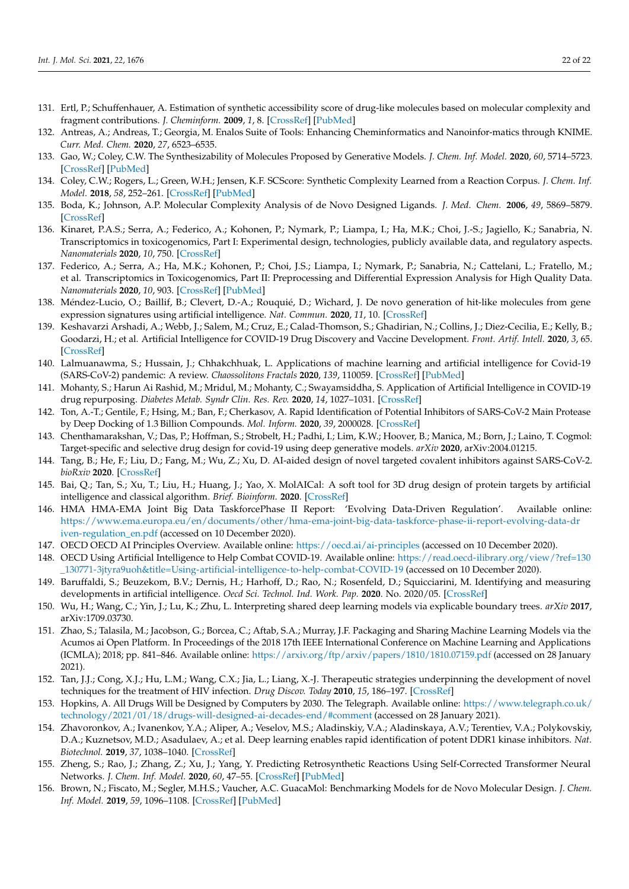131. Ertl, P.; Schuffenhauer, A. Estimation of synthetic accessibility score of drug-like molecules based on molecular complexity and fragment contributions. *J. Cheminform.* **2009**, *1*, 8. [CrossRef] [PubMed]
132. Antreas, A.; Andreas, T.; Georgia, M. Enalos Suite of Tools: Enhancing Cheminformatics and Nanoinfor-matics through KNIME. *Curr. Med. Chem.* **2020**, *27*, 6523–6535.
133. Gao, W.; Coley, C.W. The Synthesizability of Molecules Proposed by Generative Models. *J. Chem. Inf. Model.* **2020**, *60*, 5714–5723. [CrossRef] [PubMed]
134. Coley, C.W.; Rogers, L.; Green, W.H.; Jensen, K.F. SCScore: Synthetic Complexity Learned from a Reaction Corpus. *J. Chem. Inf. Model.* **2018**, *58*, 252–261. [CrossRef] [PubMed]
135. Boda, K.; Johnson, A.P. Molecular Complexity Analysis of de Novo Designed Ligands. *J. Med. Chem.* **2006**, *49*, 5869–5879. [CrossRef]
136. Kinaret, P.A.S.; Serra, A.; Federico, A.; Kohonen, P.; Nymark, P.; Liampa, I.; Ha, M.K.; Choi, J.-S.; Jagiello, K.; Sanabria, N. Transcriptomics in toxicogenomics, Part I: Experimental design, technologies, publicly available data, and regulatory aspects. *Nanomaterials* **2020**, *10*, 750. [CrossRef]
137. Federico, A.; Serra, A.; Ha, M.K.; Kohonen, P.; Choi, J.S.; Liampa, I.; Nymark, P.; Sanabria, N.; Cattelani, L.; Fratello, M.; et al. Transcriptomics in Toxicogenomics, Part II: Preprocessing and Differential Expression Analysis for High Quality Data. *Nanomaterials* **2020**, *10*, 903. [CrossRef] [PubMed]
138. Méndez-Lucio, O.; Baillif, B.; Clevert, D.-A.; Rouquié, D.; Wichard, J. De novo generation of hit-like molecules from gene expression signatures using artificial intelligence. *Nat. Commun.* **2020**, *11*, 10. [CrossRef]
139. Keshavarzi Arshadi, A.; Webb, J.; Salem, M.; Cruz, E.; Calad-Thomson, S.; Ghadirian, N.; Collins, J.; Diez-Cecilia, E.; Kelly, B.; Goodarzi, H.; et al. Artificial Intelligence for COVID-19 Drug Discovery and Vaccine Development. *Front. Artif. Intell.* **2020**, *3*, 65. [CrossRef]
140. Lalmuanawma, S.; Hussain, J.; Chhakchhuak, L. Applications of machine learning and artificial intelligence for Covid-19 (SARS-CoV-2) pandemic: A review. *Chaossolitons Fractals* **2020**, *139*, 110059. [CrossRef] [PubMed]
141. Mohanty, S.; Harun Ai Rashid, M.; Mridul, M.; Mohanty, C.; Swayamsiddha, S. Application of Artificial Intelligence in COVID-19 drug repurposing. *Diabetes Metab. Syndr Clin. Res. Rev.* **2020**, *14*, 1027–1031. [CrossRef]
142. Ton, A.-T.; Gentile, F.; Hsing, M.; Ban, F.; Cherkasov, A. Rapid Identification of Potential Inhibitors of SARS-CoV-2 Main Protease by Deep Docking of 1.3 Billion Compounds. *Mol. Inform.* **2020**, *39*, 2000028. [CrossRef]
143. Chenthamarakshan, V.; Das, P.; Hoffman, S.; Strobelt, H.; Padhi, I.; Lim, K.W.; Hoover, B.; Manica, M.; Born, J.; Laino, T. Cogmol: Target-specific and selective drug design for covid-19 using deep generative models. *arXiv* **2020**, arXiv:2004.01215.
144. Tang, B.; He, F.; Liu, D.; Fang, M.; Wu, Z.; Xu, D. AI-aided design of novel targeted covalent inhibitors against SARS-CoV-2. *bioRxiv* **2020**. [CrossRef]
145. Bai, Q.; Tan, S.; Xu, T.; Liu, H.; Huang, J.; Yao, X. MolAICal: A soft tool for 3D drug design of protein targets by artificial intelligence and classical algorithm. *Brief. Bioinform.* **2020**. [CrossRef]
146. HMA HMA-EMA Joint Big Data TaskforcePhase II Report: 'Evolving Data-Driven Regulation'. Available online: https://www.ema.europa.eu/en/documents/other/hma-ema-joint-big-data-taskforce-phase-ii-report-evolving-data-driven-regulation_en.pdf (accessed on 10 December 2020).
147. OECD OECD AI Principles Overview. Available online: https://oecd.ai/ai-principles (accessed on 10 December 2020).
148. OECD Using Artificial Intelligence to Help Combat COVID-19. Available online: https://read.oecd-ilibrary.org/view/?ref=130_130771-3jtyra9uoh&title=Using-artificial-intelligence-to-help-combat-COVID-19 (accessed on 10 December 2020).
149. Baruffaldi, S.; Beuzekom, B.V.; Dernis, H.; Harhoff, D.; Rao, N.; Rosenfeld, D.; Squicciarini, M. Identifying and measuring developments in artificial intelligence. *Oecd Sci. Technol. Ind. Work. Pap.* **2020**. No. 2020/05. [CrossRef]
150. Wu, H.; Wang, C.; Yin, J.; Lu, K.; Zhu, L. Interpreting shared deep learning models via explicable boundary trees. *arXiv* **2017**, arXiv:1709.03730.
151. Zhao, S.; Talasila, M.; Jacobson, G.; Borcea, C.; Aftab, S.A.; Murray, J.F. Packaging and Sharing Machine Learning Models via the Acumos ai Open Platform. In Proceedings of the 2018 17th IEEE International Conference on Machine Learning and Applications (ICMLA); 2018; pp. 841–846. Available online: https://arxiv.org/ftp/arxiv/papers/1810/1810.07159.pdf (accessed on 28 January 2021).
152. Tan, J.J.; Cong, X.J.; Hu, L.M.; Wang, C.X.; Jia, L.; Liang, X.-J. Therapeutic strategies underpinning the development of novel techniques for the treatment of HIV infection. *Drug Discov. Today* **2010**, *15*, 186–197. [CrossRef]
153. Hopkins, A. All Drugs Will be Designed by Computers by 2030. The Telegraph. Available online: https://www.telegraph.co.uk/technology/2021/01/18/drugs-will-designed-ai-decades-end/#comment (accessed on 28 January 2021).
154. Zhavoronkov, A.; Ivanenkov, Y.A.; Aliper, A.; Veselov, M.S.; Aladinskiy, V.A.; Aladinskaya, A.V.; Terentiev, V.A.; Polykovskiy, D.A.; Kuznetsov, M.D.; Asadulaev, A.; et al. Deep learning enables rapid identification of potent DDR1 kinase inhibitors. *Nat. Biotechnol.* **2019**, *37*, 1038–1040. [CrossRef]
155. Zheng, S.; Rao, J.; Zhang, Z.; Xu, J.; Yang, Y. Predicting Retrosynthetic Reactions Using Self-Corrected Transformer Neural Networks. *J. Chem. Inf. Model.* **2020**, *60*, 47–55. [CrossRef] [PubMed]
156. Brown, N.; Fiscato, M.; Segler, M.H.S.; Vaucher, A.C. GuacaMol: Benchmarking Models for de Novo Molecular Design. *J. Chem. Inf. Model.* **2019**, *59*, 1096–1108. [CrossRef] [PubMed]